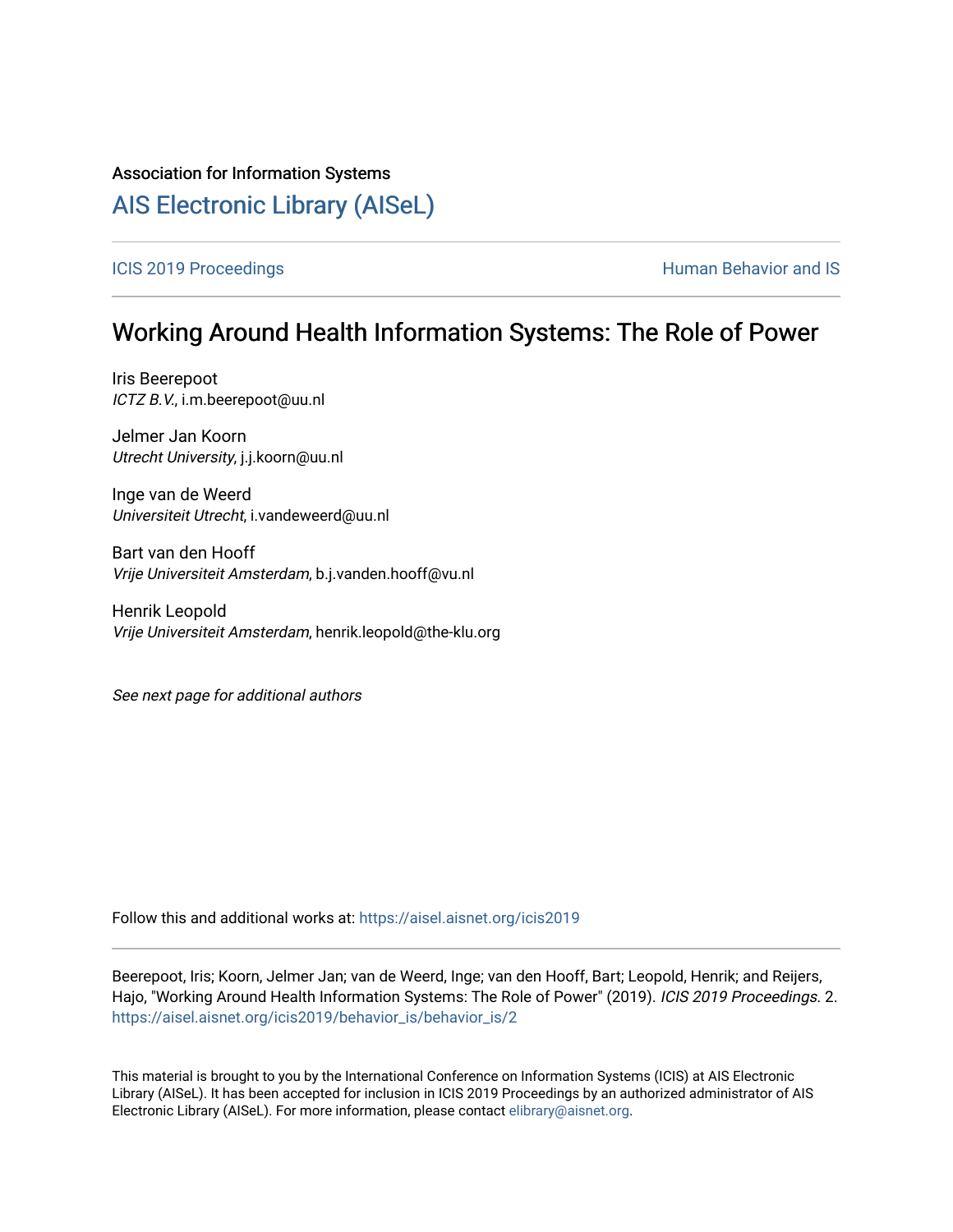Association for Information Systems

# AIS Electronic Library (AISeL)

ICIS 2019 Proceedings | Human Behavior and IS

## Working Around Health Information Systems: The Role of Power

Iris Beerepoot
*ICTZ B.V.*, i.m.beerepoot@uu.nl

Jelmer Jan Koorn
*Utrecht University*, j.j.koorn@uu.nl

Inge van de Weerd
*Universiteit Utrecht*, i.vandeweerd@uu.nl

Bart van den Hooff
*Vrije Universiteit Amsterdam*, b.j.vanden.hooff@vu.nl

Henrik Leopold
*Vrije Universiteit Amsterdam*, henrik.leopold@the-klu.org

*See next page for additional authors*

Follow this and additional works at: https://aisel.aisnet.org/icis2019

Beerepoot, Iris; Koorn, Jelmer Jan; van de Weerd, Inge; van den Hooff, Bart; Leopold, Henrik; and Reijers, Hajo, "Working Around Health Information Systems: The Role of Power" (2019). *ICIS 2019 Proceedings*. 2.
https://aisel.aisnet.org/icis2019/behavior_is/behavior_is/2

This material is brought to you by the International Conference on Information Systems (ICIS) at AIS Electronic Library (AISeL). It has been accepted for inclusion in ICIS 2019 Proceedings by an authorized administrator of AIS Electronic Library (AISeL). For more information, please contact elibrary@aisnet.org.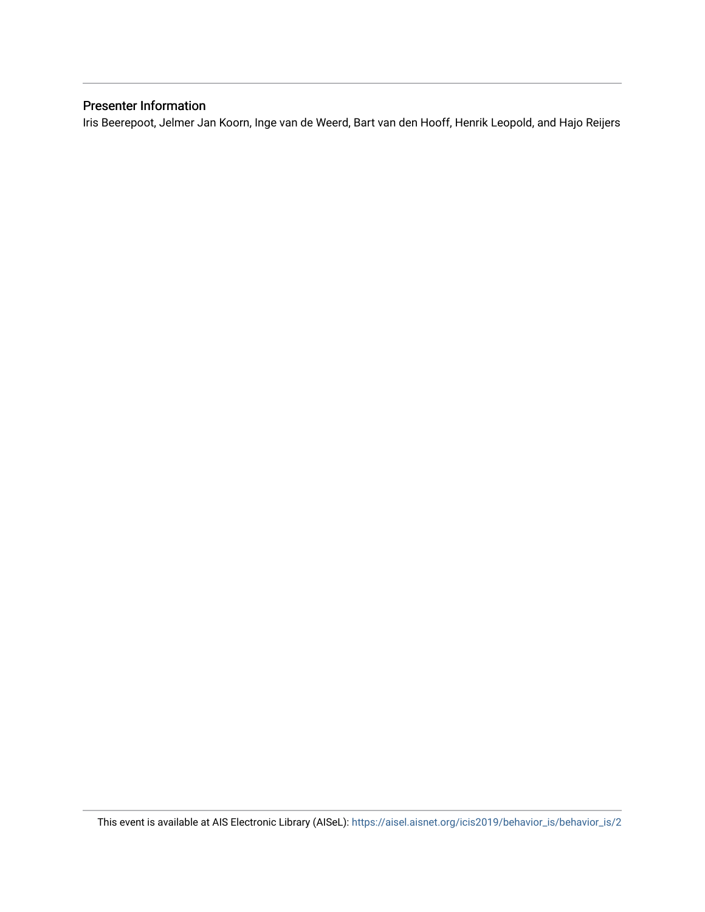## Presenter Information

Iris Beerepoot, Jelmer Jan Koorn, Inge van de Weerd, Bart van den Hooff, Henrik Leopold, and Hajo Reijers

This event is available at AIS Electronic Library (AISeL): https://aisel.aisnet.org/icis2019/behavior_is/behavior_is/2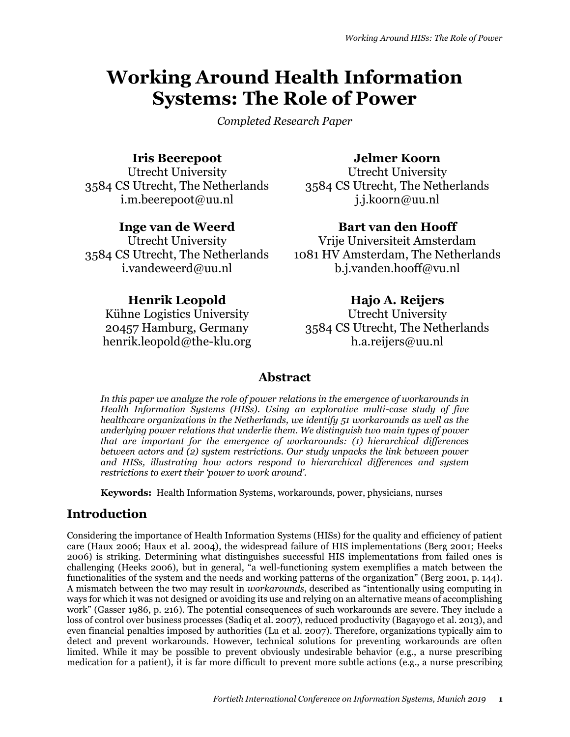# Working Around Health Information Systems: The Role of Power

*Completed Research Paper*

**Iris Beerepoot**
Utrecht University
3584 CS Utrecht, The Netherlands
i.m.beerepoot@uu.nl

**Jelmer Koorn**
Utrecht University
3584 CS Utrecht, The Netherlands
j.j.koorn@uu.nl

**Inge van de Weerd**
Utrecht University
3584 CS Utrecht, The Netherlands
i.vandeweerd@uu.nl

**Bart van den Hooff**
Vrije Universiteit Amsterdam
1081 HV Amsterdam, The Netherlands
b.j.vanden.hooff@vu.nl

**Henrik Leopold**
Kühne Logistics University
20457 Hamburg, Germany
henrik.leopold@the-klu.org

**Hajo A. Reijers**
Utrecht University
3584 CS Utrecht, The Netherlands
h.a.reijers@uu.nl

## Abstract

*In this paper we analyze the role of power relations in the emergence of workarounds in Health Information Systems (HISs). Using an explorative multi-case study of five healthcare organizations in the Netherlands, we identify 51 workarounds as well as the underlying power relations that underlie them. We distinguish two main types of power that are important for the emergence of workarounds: (1) hierarchical differences between actors and (2) system restrictions. Our study unpacks the link between power and HISs, illustrating how actors respond to hierarchical differences and system restrictions to exert their 'power to work around'.*

**Keywords:** Health Information Systems, workarounds, power, physicians, nurses

## Introduction

Considering the importance of Health Information Systems (HISs) for the quality and efficiency of patient care (Haux 2006; Haux et al. 2004), the widespread failure of HIS implementations (Berg 2001; Heeks 2006) is striking. Determining what distinguishes successful HIS implementations from failed ones is challenging (Heeks 2006), but in general, "a well-functioning system exemplifies a match between the functionalities of the system and the needs and working patterns of the organization" (Berg 2001, p. 144). A mismatch between the two may result in *workarounds*, described as "intentionally using computing in ways for which it was not designed or avoiding its use and relying on an alternative means of accomplishing work" (Gasser 1986, p. 216). The potential consequences of such workarounds are severe. They include a loss of control over business processes (Sadiq et al. 2007), reduced productivity (Bagayogo et al. 2013), and even financial penalties imposed by authorities (Lu et al. 2007). Therefore, organizations typically aim to detect and prevent workarounds. However, technical solutions for preventing workarounds are often limited. While it may be possible to prevent obviously undesirable behavior (e.g., a nurse prescribing medication for a patient), it is far more difficult to prevent more subtle actions (e.g., a nurse prescribing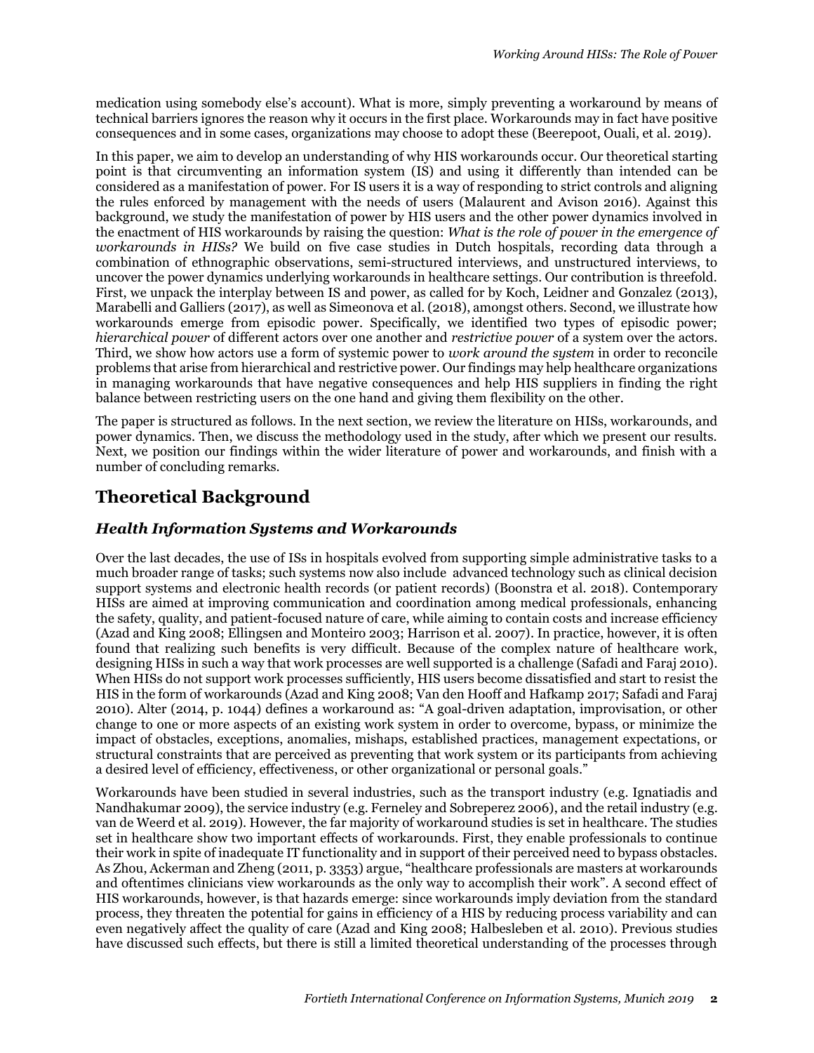medication using somebody else's account). What is more, simply preventing a workaround by means of technical barriers ignores the reason why it occurs in the first place. Workarounds may in fact have positive consequences and in some cases, organizations may choose to adopt these (Beerepoot, Ouali, et al. 2019).

In this paper, we aim to develop an understanding of why HIS workarounds occur. Our theoretical starting point is that circumventing an information system (IS) and using it differently than intended can be considered as a manifestation of power. For IS users it is a way of responding to strict controls and aligning the rules enforced by management with the needs of users (Malaurent and Avison 2016). Against this background, we study the manifestation of power by HIS users and the other power dynamics involved in the enactment of HIS workarounds by raising the question: *What is the role of power in the emergence of workarounds in HISs?* We build on five case studies in Dutch hospitals, recording data through a combination of ethnographic observations, semi-structured interviews, and unstructured interviews, to uncover the power dynamics underlying workarounds in healthcare settings. Our contribution is threefold. First, we unpack the interplay between IS and power, as called for by Koch, Leidner and Gonzalez (2013), Marabelli and Galliers (2017), as well as Simeonova et al. (2018), amongst others. Second, we illustrate how workarounds emerge from episodic power. Specifically, we identified two types of episodic power; *hierarchical power* of different actors over one another and *restrictive power* of a system over the actors. Third, we show how actors use a form of systemic power to *work around the system* in order to reconcile problems that arise from hierarchical and restrictive power. Our findings may help healthcare organizations in managing workarounds that have negative consequences and help HIS suppliers in finding the right balance between restricting users on the one hand and giving them flexibility on the other.

The paper is structured as follows. In the next section, we review the literature on HISs, workarounds, and power dynamics. Then, we discuss the methodology used in the study, after which we present our results. Next, we position our findings within the wider literature of power and workarounds, and finish with a number of concluding remarks.

## Theoretical Background

### *Health Information Systems and Workarounds*

Over the last decades, the use of ISs in hospitals evolved from supporting simple administrative tasks to a much broader range of tasks; such systems now also include advanced technology such as clinical decision support systems and electronic health records (or patient records) (Boonstra et al. 2018). Contemporary HISs are aimed at improving communication and coordination among medical professionals, enhancing the safety, quality, and patient-focused nature of care, while aiming to contain costs and increase efficiency (Azad and King 2008; Ellingsen and Monteiro 2003; Harrison et al. 2007). In practice, however, it is often found that realizing such benefits is very difficult. Because of the complex nature of healthcare work, designing HISs in such a way that work processes are well supported is a challenge (Safadi and Faraj 2010). When HISs do not support work processes sufficiently, HIS users become dissatisfied and start to resist the HIS in the form of workarounds (Azad and King 2008; Van den Hooff and Hafkamp 2017; Safadi and Faraj 2010). Alter (2014, p. 1044) defines a workaround as: "A goal-driven adaptation, improvisation, or other change to one or more aspects of an existing work system in order to overcome, bypass, or minimize the impact of obstacles, exceptions, anomalies, mishaps, established practices, management expectations, or structural constraints that are perceived as preventing that work system or its participants from achieving a desired level of efficiency, effectiveness, or other organizational or personal goals."

Workarounds have been studied in several industries, such as the transport industry (e.g. Ignatiadis and Nandhakumar 2009), the service industry (e.g. Ferneley and Sobreperez 2006), and the retail industry (e.g. van de Weerd et al. 2019). However, the far majority of workaround studies is set in healthcare. The studies set in healthcare show two important effects of workarounds. First, they enable professionals to continue their work in spite of inadequate IT functionality and in support of their perceived need to bypass obstacles. As Zhou, Ackerman and Zheng (2011, p. 3353) argue, "healthcare professionals are masters at workarounds and oftentimes clinicians view workarounds as the only way to accomplish their work". A second effect of HIS workarounds, however, is that hazards emerge: since workarounds imply deviation from the standard process, they threaten the potential for gains in efficiency of a HIS by reducing process variability and can even negatively affect the quality of care (Azad and King 2008; Halbesleben et al. 2010). Previous studies have discussed such effects, but there is still a limited theoretical understanding of the processes through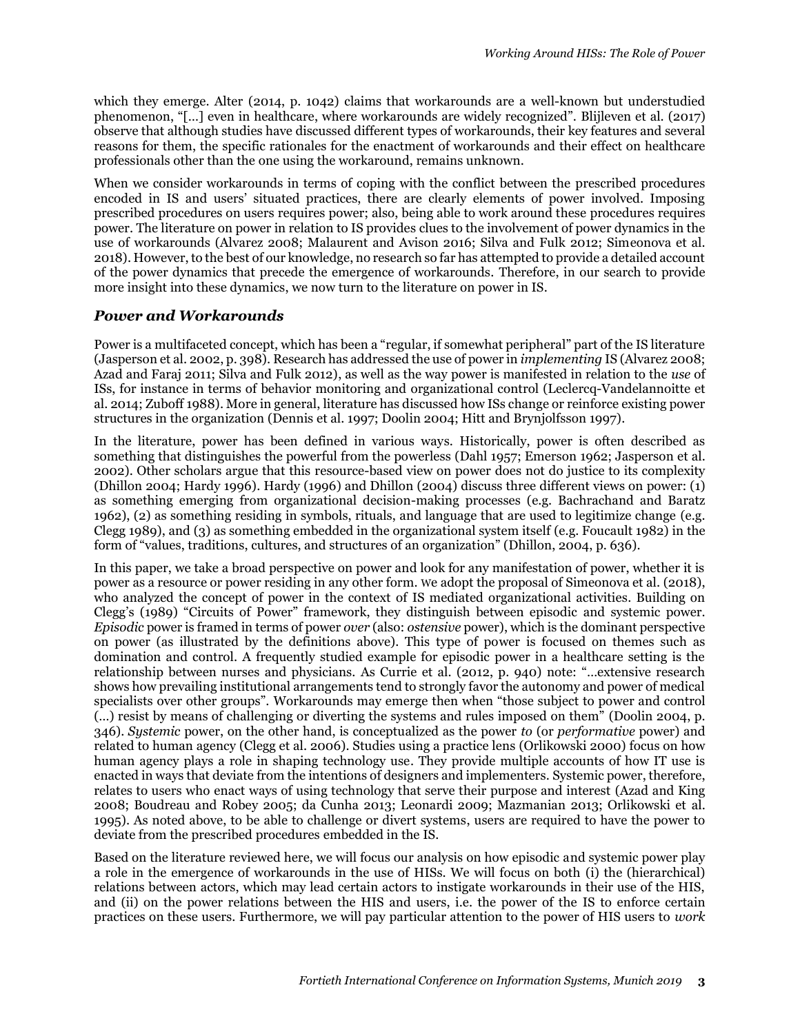which they emerge. Alter (2014, p. 1042) claims that workarounds are a well-known but understudied phenomenon, "[…] even in healthcare, where workarounds are widely recognized". Blijleven et al. (2017) observe that although studies have discussed different types of workarounds, their key features and several reasons for them, the specific rationales for the enactment of workarounds and their effect on healthcare professionals other than the one using the workaround, remains unknown.

When we consider workarounds in terms of coping with the conflict between the prescribed procedures encoded in IS and users' situated practices, there are clearly elements of power involved. Imposing prescribed procedures on users requires power; also, being able to work around these procedures requires power. The literature on power in relation to IS provides clues to the involvement of power dynamics in the use of workarounds (Alvarez 2008; Malaurent and Avison 2016; Silva and Fulk 2012; Simeonova et al. 2018). However, to the best of our knowledge, no research so far has attempted to provide a detailed account of the power dynamics that precede the emergence of workarounds. Therefore, in our search to provide more insight into these dynamics, we now turn to the literature on power in IS.

## *Power and Workarounds*

Power is a multifaceted concept, which has been a "regular, if somewhat peripheral" part of the IS literature (Jasperson et al. 2002, p. 398). Research has addressed the use of power in *implementing* IS (Alvarez 2008; Azad and Faraj 2011; Silva and Fulk 2012), as well as the way power is manifested in relation to the *use* of ISs, for instance in terms of behavior monitoring and organizational control (Leclercq-Vandelannoitte et al. 2014; Zuboff 1988). More in general, literature has discussed how ISs change or reinforce existing power structures in the organization (Dennis et al. 1997; Doolin 2004; Hitt and Brynjolfsson 1997).

In the literature, power has been defined in various ways. Historically, power is often described as something that distinguishes the powerful from the powerless (Dahl 1957; Emerson 1962; Jasperson et al. 2002). Other scholars argue that this resource-based view on power does not do justice to its complexity (Dhillon 2004; Hardy 1996). Hardy (1996) and Dhillon (2004) discuss three different views on power: (1) as something emerging from organizational decision-making processes (e.g. Bachrachand and Baratz 1962), (2) as something residing in symbols, rituals, and language that are used to legitimize change (e.g. Clegg 1989), and (3) as something embedded in the organizational system itself (e.g. Foucault 1982) in the form of "values, traditions, cultures, and structures of an organization" (Dhillon, 2004, p. 636).

In this paper, we take a broad perspective on power and look for any manifestation of power, whether it is power as a resource or power residing in any other form. We adopt the proposal of Simeonova et al. (2018), who analyzed the concept of power in the context of IS mediated organizational activities. Building on Clegg's (1989) "Circuits of Power" framework, they distinguish between episodic and systemic power. *Episodic* power is framed in terms of power *over* (also: *ostensive* power), which is the dominant perspective on power (as illustrated by the definitions above). This type of power is focused on themes such as domination and control. A frequently studied example for episodic power in a healthcare setting is the relationship between nurses and physicians. As Currie et al. (2012, p. 940) note: "…extensive research shows how prevailing institutional arrangements tend to strongly favor the autonomy and power of medical specialists over other groups". Workarounds may emerge then when "those subject to power and control (…) resist by means of challenging or diverting the systems and rules imposed on them" (Doolin 2004, p. 346). *Systemic* power, on the other hand, is conceptualized as the power *to* (or *performative* power) and related to human agency (Clegg et al. 2006). Studies using a practice lens (Orlikowski 2000) focus on how human agency plays a role in shaping technology use. They provide multiple accounts of how IT use is enacted in ways that deviate from the intentions of designers and implementers. Systemic power, therefore, relates to users who enact ways of using technology that serve their purpose and interest (Azad and King 2008; Boudreau and Robey 2005; da Cunha 2013; Leonardi 2009; Mazmanian 2013; Orlikowski et al. 1995). As noted above, to be able to challenge or divert systems, users are required to have the power to deviate from the prescribed procedures embedded in the IS.

Based on the literature reviewed here, we will focus our analysis on how episodic and systemic power play a role in the emergence of workarounds in the use of HISs. We will focus on both (i) the (hierarchical) relations between actors, which may lead certain actors to instigate workarounds in their use of the HIS, and (ii) on the power relations between the HIS and users, i.e. the power of the IS to enforce certain practices on these users. Furthermore, we will pay particular attention to the power of HIS users to *work*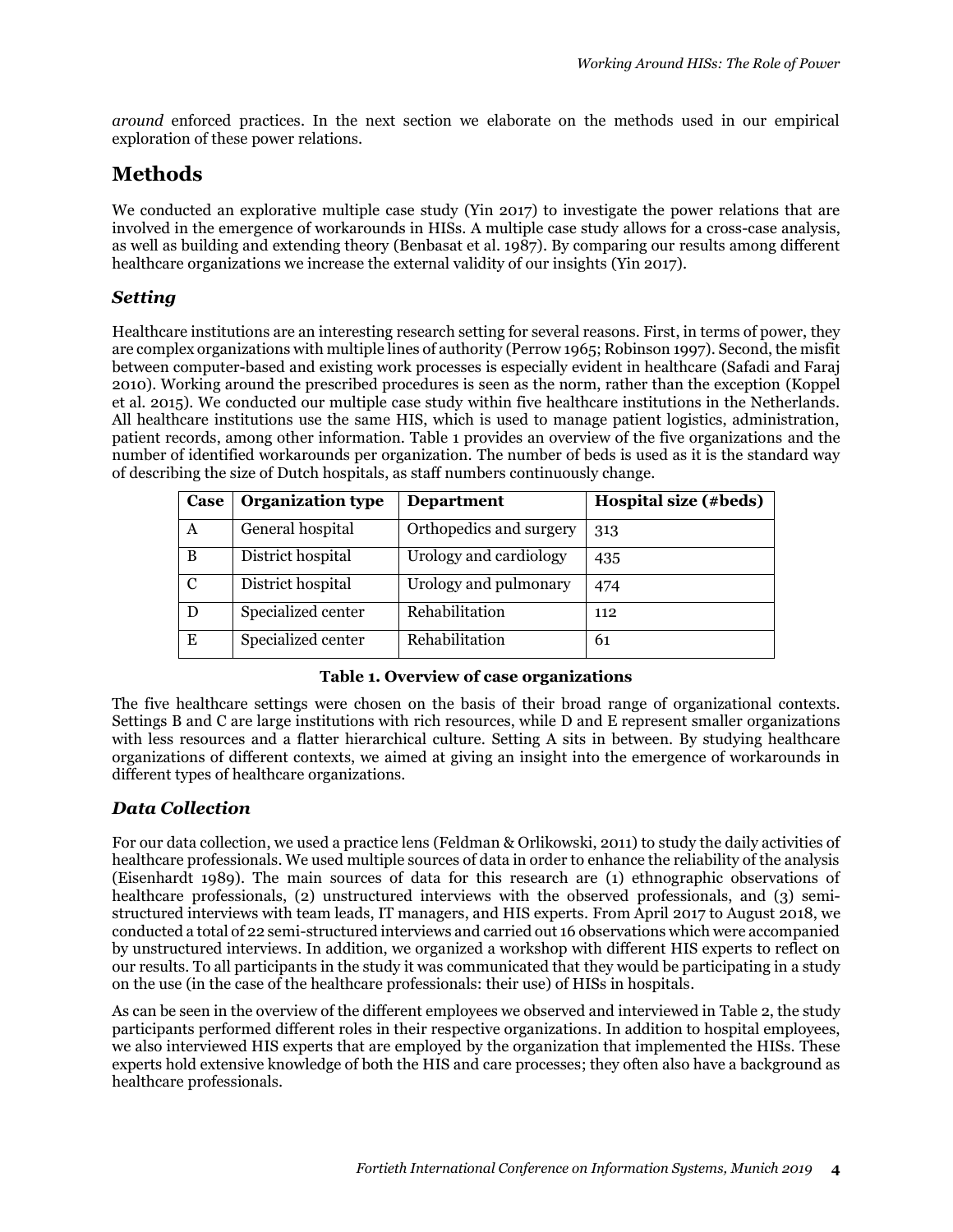*around* enforced practices. In the next section we elaborate on the methods used in our empirical exploration of these power relations.

# Methods

We conducted an explorative multiple case study (Yin 2017) to investigate the power relations that are involved in the emergence of workarounds in HISs. A multiple case study allows for a cross-case analysis, as well as building and extending theory (Benbasat et al. 1987). By comparing our results among different healthcare organizations we increase the external validity of our insights (Yin 2017).

## *Setting*

Healthcare institutions are an interesting research setting for several reasons. First, in terms of power, they are complex organizations with multiple lines of authority (Perrow 1965; Robinson 1997). Second, the misfit between computer-based and existing work processes is especially evident in healthcare (Safadi and Faraj 2010). Working around the prescribed procedures is seen as the norm, rather than the exception (Koppel et al. 2015). We conducted our multiple case study within five healthcare institutions in the Netherlands. All healthcare institutions use the same HIS, which is used to manage patient logistics, administration, patient records, among other information. Table 1 provides an overview of the five organizations and the number of identified workarounds per organization. The number of beds is used as it is the standard way of describing the size of Dutch hospitals, as staff numbers continuously change.

| Case | Organization type | Department | Hospital size (#beds) |
|---|---|---|---|
| A | General hospital | Orthopedics and surgery | 313 |
| B | District hospital | Urology and cardiology | 435 |
| C | District hospital | Urology and pulmonary | 474 |
| D | Specialized center | Rehabilitation | 112 |
| E | Specialized center | Rehabilitation | 61 |

**Table 1. Overview of case organizations**

The five healthcare settings were chosen on the basis of their broad range of organizational contexts. Settings B and C are large institutions with rich resources, while D and E represent smaller organizations with less resources and a flatter hierarchical culture. Setting A sits in between. By studying healthcare organizations of different contexts, we aimed at giving an insight into the emergence of workarounds in different types of healthcare organizations.

## *Data Collection*

For our data collection, we used a practice lens (Feldman & Orlikowski, 2011) to study the daily activities of healthcare professionals. We used multiple sources of data in order to enhance the reliability of the analysis (Eisenhardt 1989). The main sources of data for this research are (1) ethnographic observations of healthcare professionals, (2) unstructured interviews with the observed professionals, and (3) semi-structured interviews with team leads, IT managers, and HIS experts. From April 2017 to August 2018, we conducted a total of 22 semi-structured interviews and carried out 16 observations which were accompanied by unstructured interviews. In addition, we organized a workshop with different HIS experts to reflect on our results. To all participants in the study it was communicated that they would be participating in a study on the use (in the case of the healthcare professionals: their use) of HISs in hospitals.

As can be seen in the overview of the different employees we observed and interviewed in Table 2, the study participants performed different roles in their respective organizations. In addition to hospital employees, we also interviewed HIS experts that are employed by the organization that implemented the HISs. These experts hold extensive knowledge of both the HIS and care processes; they often also have a background as healthcare professionals.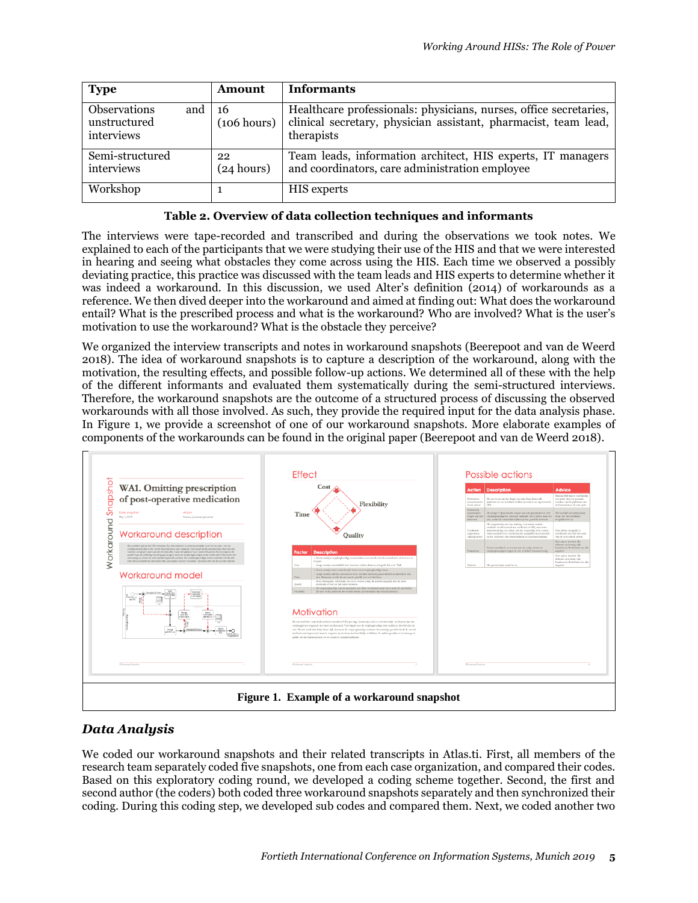| Type | Amount | Informants |
|---|---|---|
| Observations and unstructured interviews | 16 (106 hours) | Healthcare professionals: physicians, nurses, office secretaries, clinical secretary, physician assistant, pharmacist, team lead, therapists |
| Semi-structured interviews | 22 (24 hours) | Team leads, information architect, HIS experts, IT managers and coordinators, care administration employee |
| Workshop | 1 | HIS experts |

**Table 2. Overview of data collection techniques and informants**

The interviews were tape-recorded and transcribed and during the observations we took notes. We explained to each of the participants that we were studying their use of the HIS and that we were interested in hearing and seeing what obstacles they come across using the HIS. Each time we observed a possibly deviating practice, this practice was discussed with the team leads and HIS experts to determine whether it was indeed a workaround. In this discussion, we used Alter's definition (2014) of workarounds as a reference. We then dived deeper into the workaround and aimed at finding out: What does the workaround entail? What is the prescribed process and what is the workaround? Who are involved? What is the user's motivation to use the workaround? What is the obstacle they perceive?

We organized the interview transcripts and notes in workaround snapshots (Beerepoot and van de Weerd 2018). The idea of workaround snapshots is to capture a description of the workaround, along with the motivation, the resulting effects, and possible follow-up actions. We determined all of these with the help of the different informants and evaluated them systematically during the semi-structured interviews. Therefore, the workaround snapshots are the outcome of a structured process of discussing the observed workarounds with all those involved. As such, they provide the required input for the data analysis phase. In Figure 1, we provide a screenshot of one of our workaround snapshots. More elaborate examples of components of the workarounds can be found in the original paper (Beerepoot and van de Weerd 2018).

**Figure 1. Example of a workaround snapshot**

### *Data Analysis*

We coded our workaround snapshots and their related transcripts in Atlas.ti. First, all members of the research team separately coded five snapshots, one from each case organization, and compared their codes. Based on this exploratory coding round, we developed a coding scheme together. Second, the first and second author (the coders) both coded three workaround snapshots separately and then synchronized their coding. During this coding step, we developed sub codes and compared them. Next, we coded another two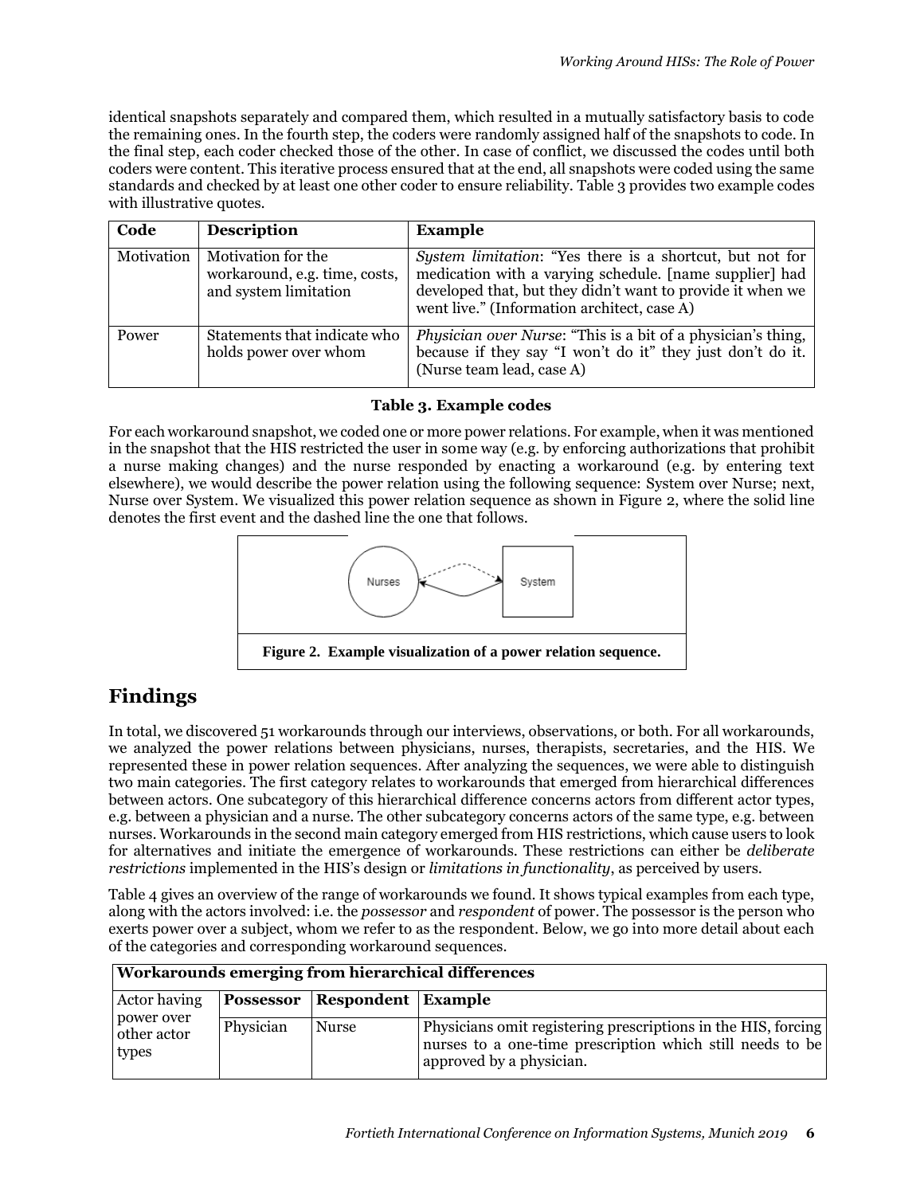identical snapshots separately and compared them, which resulted in a mutually satisfactory basis to code the remaining ones. In the fourth step, the coders were randomly assigned half of the snapshots to code. In the final step, each coder checked those of the other. In case of conflict, we discussed the codes until both coders were content. This iterative process ensured that at the end, all snapshots were coded using the same standards and checked by at least one other coder to ensure reliability. Table 3 provides two example codes with illustrative quotes.

| Code | Description | Example |
|---|---|---|
| Motivation | Motivation for the workaround, e.g. time, costs, and system limitation | *System limitation*: "Yes there is a shortcut, but not for medication with a varying schedule. [name supplier] had developed that, but they didn't want to provide it when we went live." (Information architect, case A) |
| Power | Statements that indicate who holds power over whom | *Physician over Nurse*: "This is a bit of a physician's thing, because if they say "I won't do it" they just don't do it. (Nurse team lead, case A) |

**Table 3. Example codes**

For each workaround snapshot, we coded one or more power relations. For example, when it was mentioned in the snapshot that the HIS restricted the user in some way (e.g. by enforcing authorizations that prohibit a nurse making changes) and the nurse responded by enacting a workaround (e.g. by entering text elsewhere), we would describe the power relation using the following sequence: System over Nurse; next, Nurse over System. We visualized this power relation sequence as shown in Figure 2, where the solid line denotes the first event and the dashed line the one that follows.

**Figure 2. Example visualization of a power relation sequence.**

## Findings

In total, we discovered 51 workarounds through our interviews, observations, or both. For all workarounds, we analyzed the power relations between physicians, nurses, therapists, secretaries, and the HIS. We represented these in power relation sequences. After analyzing the sequences, we were able to distinguish two main categories. The first category relates to workarounds that emerged from hierarchical differences between actors. One subcategory of this hierarchical difference concerns actors from different actor types, e.g. between a physician and a nurse. The other subcategory concerns actors of the same type, e.g. between nurses. Workarounds in the second main category emerged from HIS restrictions, which cause users to look for alternatives and initiate the emergence of workarounds. These restrictions can either be *deliberate restrictions* implemented in the HIS's design or *limitations in functionality*, as perceived by users.

Table 4 gives an overview of the range of workarounds we found. It shows typical examples from each type, along with the actors involved: i.e. the *possessor* and *respondent* of power. The possessor is the person who exerts power over a subject, whom we refer to as the respondent. Below, we go into more detail about each of the categories and corresponding workaround sequences.

| **Workarounds emerging from hierarchical differences** | | | |
|---|---|---|---|
| Actor having power over other actor types | **Possessor** | **Respondent** | **Example** |
| | Physician | Nurse | Physicians omit registering prescriptions in the HIS, forcing nurses to a one-time prescription which still needs to be approved by a physician. |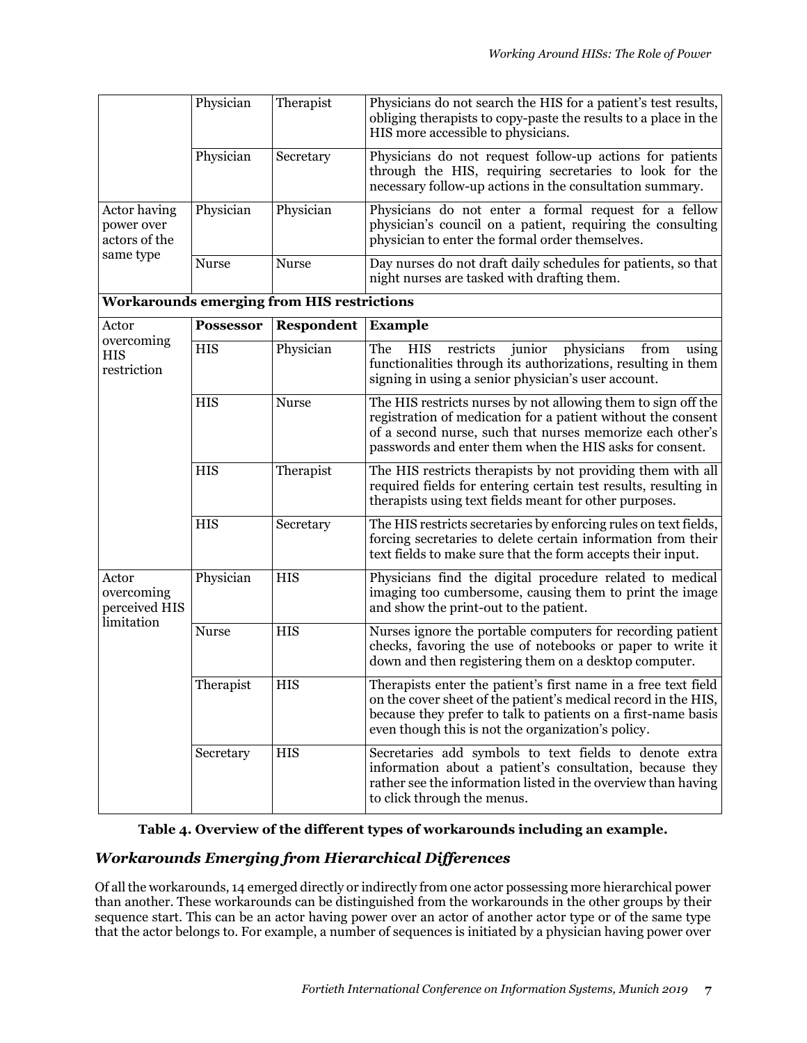| | Physician | Therapist | Physicians do not search the HIS for a patient's test results, obliging therapists to copy-paste the results to a place in the HIS more accessible to physicians. |
|---|---|---|---|
| | Physician | Secretary | Physicians do not request follow-up actions for patients through the HIS, requiring secretaries to look for the necessary follow-up actions in the consultation summary. |
| Actor having power over actors of the same type | Physician | Physician | Physicians do not enter a formal request for a fellow physician's council on a patient, requiring the consulting physician to enter the formal order themselves. |
| | Nurse | Nurse | Day nurses do not draft daily schedules for patients, so that night nurses are tasked with drafting them. |
| **Workarounds emerging from HIS restrictions** | | | |
| Actor overcoming HIS restriction | **Possessor** | **Respondent** | **Example** |
| | HIS | Physician | The HIS restricts junior physicians from using functionalities through its authorizations, resulting in them signing in using a senior physician's user account. |
| | HIS | Nurse | The HIS restricts nurses by not allowing them to sign off the registration of medication for a patient without the consent of a second nurse, such that nurses memorize each other's passwords and enter them when the HIS asks for consent. |
| | HIS | Therapist | The HIS restricts therapists by not providing them with all required fields for entering certain test results, resulting in therapists using text fields meant for other purposes. |
| | HIS | Secretary | The HIS restricts secretaries by enforcing rules on text fields, forcing secretaries to delete certain information from their text fields to make sure that the form accepts their input. |
| Actor overcoming perceived HIS limitation | Physician | HIS | Physicians find the digital procedure related to medical imaging too cumbersome, causing them to print the image and show the print-out to the patient. |
| | Nurse | HIS | Nurses ignore the portable computers for recording patient checks, favoring the use of notebooks or paper to write it down and then registering them on a desktop computer. |
| | Therapist | HIS | Therapists enter the patient's first name in a free text field on the cover sheet of the patient's medical record in the HIS, because they prefer to talk to patients on a first-name basis even though this is not the organization's policy. |
| | Secretary | HIS | Secretaries add symbols to text fields to denote extra information about a patient's consultation, because they rather see the information listed in the overview than having to click through the menus. |

**Table 4. Overview of the different types of workarounds including an example.**

### *Workarounds Emerging from Hierarchical Differences*

Of all the workarounds, 14 emerged directly or indirectly from one actor possessing more hierarchical power than another. These workarounds can be distinguished from the workarounds in the other groups by their sequence start. This can be an actor having power over an actor of another actor type or of the same type that the actor belongs to. For example, a number of sequences is initiated by a physician having power over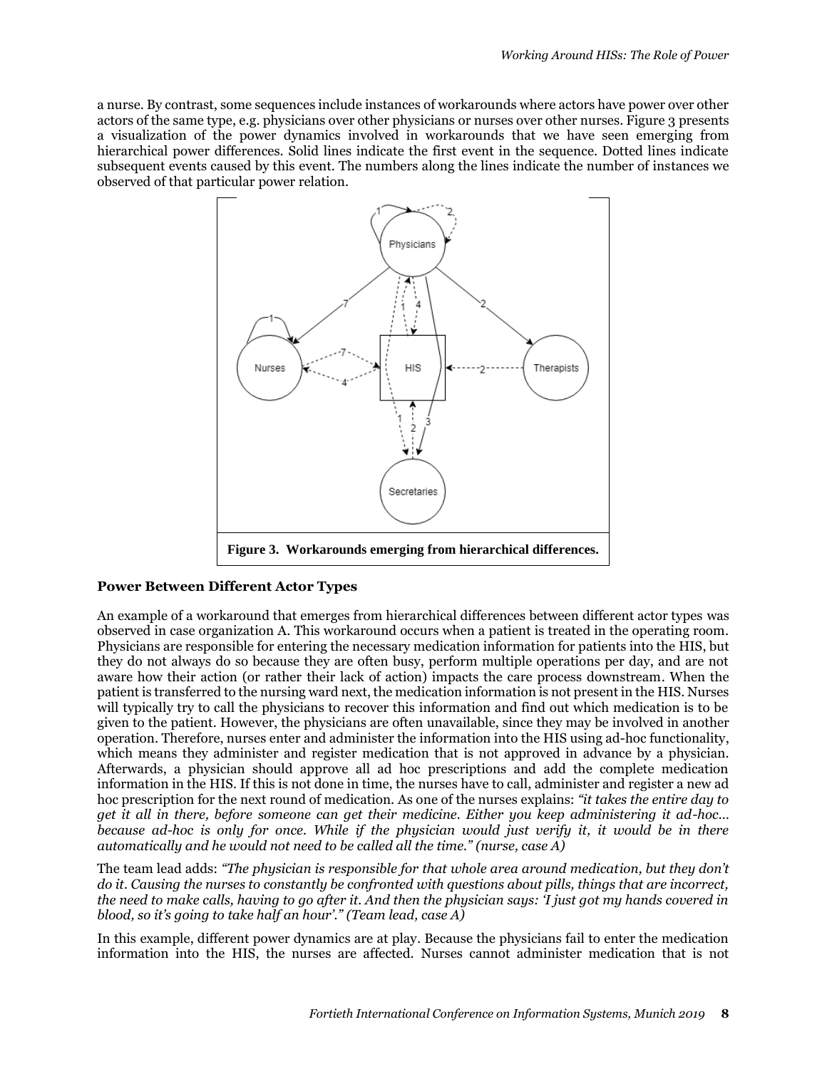a nurse. By contrast, some sequences include instances of workarounds where actors have power over other actors of the same type, e.g. physicians over other physicians or nurses over other nurses. Figure 3 presents a visualization of the power dynamics involved in workarounds that we have seen emerging from hierarchical power differences. Solid lines indicate the first event in the sequence. Dotted lines indicate subsequent events caused by this event. The numbers along the lines indicate the number of instances we observed of that particular power relation.

**Figure 3. Workarounds emerging from hierarchical differences.**

### Power Between Different Actor Types

An example of a workaround that emerges from hierarchical differences between different actor types was observed in case organization A. This workaround occurs when a patient is treated in the operating room. Physicians are responsible for entering the necessary medication information for patients into the HIS, but they do not always do so because they are often busy, perform multiple operations per day, and are not aware how their action (or rather their lack of action) impacts the care process downstream. When the patient is transferred to the nursing ward next, the medication information is not present in the HIS. Nurses will typically try to call the physicians to recover this information and find out which medication is to be given to the patient. However, the physicians are often unavailable, since they may be involved in another operation. Therefore, nurses enter and administer the information into the HIS using ad-hoc functionality, which means they administer and register medication that is not approved in advance by a physician. Afterwards, a physician should approve all ad hoc prescriptions and add the complete medication information in the HIS. If this is not done in time, the nurses have to call, administer and register a new ad hoc prescription for the next round of medication. As one of the nurses explains: *"it takes the entire day to get it all in there, before someone can get their medicine. Either you keep administering it ad-hoc... because ad-hoc is only for once. While if the physician would just verify it, it would be in there automatically and he would not need to be called all the time." (nurse, case A)*

The team lead adds: *"The physician is responsible for that whole area around medication, but they don't do it. Causing the nurses to constantly be confronted with questions about pills, things that are incorrect, the need to make calls, having to go after it. And then the physician says: 'I just got my hands covered in blood, so it's going to take half an hour'." (Team lead, case A)*

In this example, different power dynamics are at play. Because the physicians fail to enter the medication information into the HIS, the nurses are affected. Nurses cannot administer medication that is not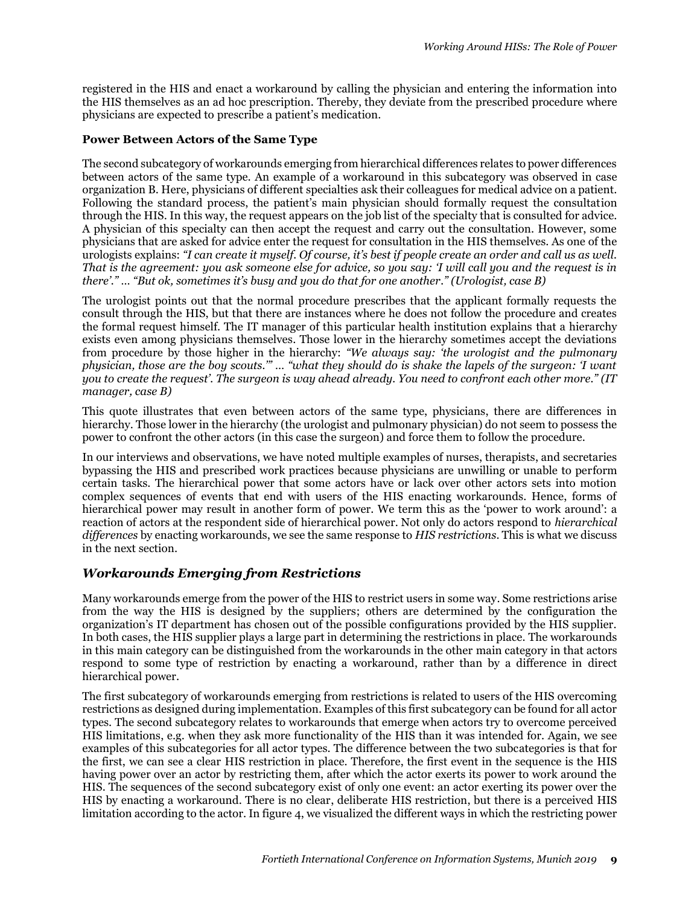registered in the HIS and enact a workaround by calling the physician and entering the information into the HIS themselves as an ad hoc prescription. Thereby, they deviate from the prescribed procedure where physicians are expected to prescribe a patient's medication.

**Power Between Actors of the Same Type**

The second subcategory of workarounds emerging from hierarchical differences relates to power differences between actors of the same type. An example of a workaround in this subcategory was observed in case organization B. Here, physicians of different specialties ask their colleagues for medical advice on a patient. Following the standard process, the patient's main physician should formally request the consultation through the HIS. In this way, the request appears on the job list of the specialty that is consulted for advice. A physician of this specialty can then accept the request and carry out the consultation. However, some physicians that are asked for advice enter the request for consultation in the HIS themselves. As one of the urologists explains: *"I can create it myself. Of course, it's best if people create an order and call us as well. That is the agreement: you ask someone else for advice, so you say: 'I will call you and the request is in there'." … "But ok, sometimes it's busy and you do that for one another." (Urologist, case B)*

The urologist points out that the normal procedure prescribes that the applicant formally requests the consult through the HIS, but that there are instances where he does not follow the procedure and creates the formal request himself. The IT manager of this particular health institution explains that a hierarchy exists even among physicians themselves. Those lower in the hierarchy sometimes accept the deviations from procedure by those higher in the hierarchy: *"We always say: 'the urologist and the pulmonary physician, those are the boy scouts.'" … "what they should do is shake the lapels of the surgeon: 'I want you to create the request'. The surgeon is way ahead already. You need to confront each other more." (IT manager, case B)*

This quote illustrates that even between actors of the same type, physicians, there are differences in hierarchy. Those lower in the hierarchy (the urologist and pulmonary physician) do not seem to possess the power to confront the other actors (in this case the surgeon) and force them to follow the procedure.

In our interviews and observations, we have noted multiple examples of nurses, therapists, and secretaries bypassing the HIS and prescribed work practices because physicians are unwilling or unable to perform certain tasks. The hierarchical power that some actors have or lack over other actors sets into motion complex sequences of events that end with users of the HIS enacting workarounds. Hence, forms of hierarchical power may result in another form of power. We term this as the 'power to work around': a reaction of actors at the respondent side of hierarchical power. Not only do actors respond to *hierarchical differences* by enacting workarounds, we see the same response to *HIS restrictions*. This is what we discuss in the next section.

## *Workarounds Emerging from Restrictions*

Many workarounds emerge from the power of the HIS to restrict users in some way. Some restrictions arise from the way the HIS is designed by the suppliers; others are determined by the configuration the organization's IT department has chosen out of the possible configurations provided by the HIS supplier. In both cases, the HIS supplier plays a large part in determining the restrictions in place. The workarounds in this main category can be distinguished from the workarounds in the other main category in that actors respond to some type of restriction by enacting a workaround, rather than by a difference in direct hierarchical power.

The first subcategory of workarounds emerging from restrictions is related to users of the HIS overcoming restrictions as designed during implementation. Examples of this first subcategory can be found for all actor types. The second subcategory relates to workarounds that emerge when actors try to overcome perceived HIS limitations, e.g. when they ask more functionality of the HIS than it was intended for. Again, we see examples of this subcategories for all actor types. The difference between the two subcategories is that for the first, we can see a clear HIS restriction in place. Therefore, the first event in the sequence is the HIS having power over an actor by restricting them, after which the actor exerts its power to work around the HIS. The sequences of the second subcategory exist of only one event: an actor exerting its power over the HIS by enacting a workaround. There is no clear, deliberate HIS restriction, but there is a perceived HIS limitation according to the actor. In figure 4, we visualized the different ways in which the restricting power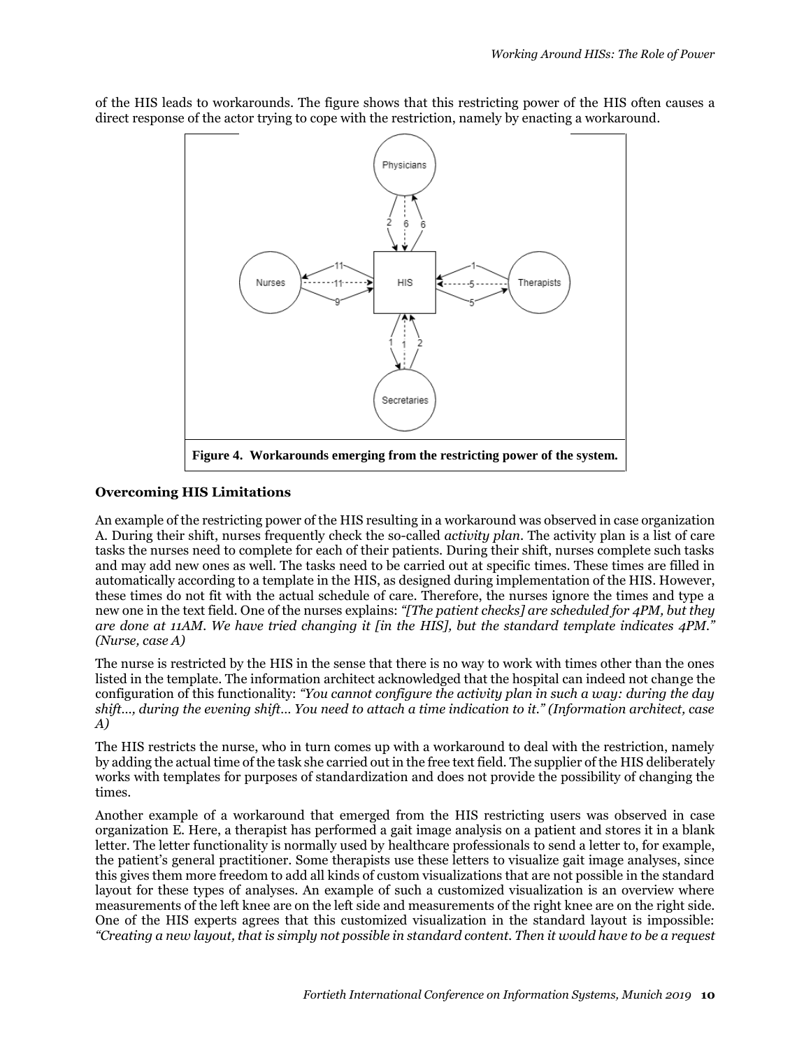of the HIS leads to workarounds. The figure shows that this restricting power of the HIS often causes a direct response of the actor trying to cope with the restriction, namely by enacting a workaround.

**Figure 4. Workarounds emerging from the restricting power of the system.**

### Overcoming HIS Limitations

An example of the restricting power of the HIS resulting in a workaround was observed in case organization A. During their shift, nurses frequently check the so-called *activity plan*. The activity plan is a list of care tasks the nurses need to complete for each of their patients. During their shift, nurses complete such tasks and may add new ones as well. The tasks need to be carried out at specific times. These times are filled in automatically according to a template in the HIS, as designed during implementation of the HIS. However, these times do not fit with the actual schedule of care. Therefore, the nurses ignore the times and type a new one in the text field. One of the nurses explains: *"[The patient checks] are scheduled for 4PM, but they are done at 11AM. We have tried changing it [in the HIS], but the standard template indicates 4PM." (Nurse, case A)*

The nurse is restricted by the HIS in the sense that there is no way to work with times other than the ones listed in the template. The information architect acknowledged that the hospital can indeed not change the configuration of this functionality: *"You cannot configure the activity plan in such a way: during the day shift…, during the evening shift… You need to attach a time indication to it." (Information architect, case A)*

The HIS restricts the nurse, who in turn comes up with a workaround to deal with the restriction, namely by adding the actual time of the task she carried out in the free text field. The supplier of the HIS deliberately works with templates for purposes of standardization and does not provide the possibility of changing the times.

Another example of a workaround that emerged from the HIS restricting users was observed in case organization E. Here, a therapist has performed a gait image analysis on a patient and stores it in a blank letter. The letter functionality is normally used by healthcare professionals to send a letter to, for example, the patient's general practitioner. Some therapists use these letters to visualize gait image analyses, since this gives them more freedom to add all kinds of custom visualizations that are not possible in the standard layout for these types of analyses. An example of such a customized visualization is an overview where measurements of the left knee are on the left side and measurements of the right knee are on the right side. One of the HIS experts agrees that this customized visualization in the standard layout is impossible: *"Creating a new layout, that is simply not possible in standard content. Then it would have to be a request*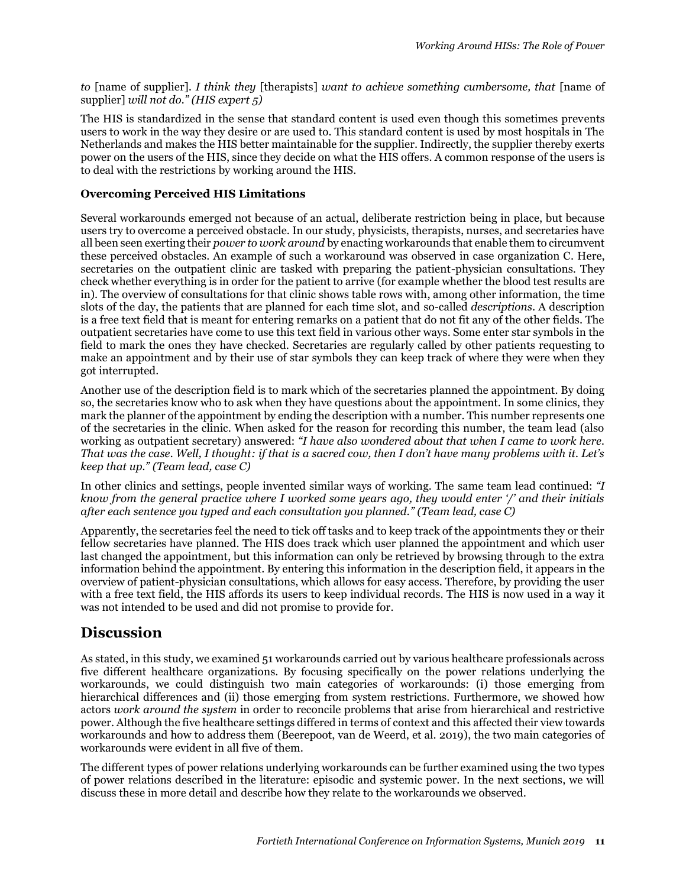*to* [name of supplier]*. I think they* [therapists] *want to achieve something cumbersome, that* [name of supplier] *will not do." (HIS expert 5)*

The HIS is standardized in the sense that standard content is used even though this sometimes prevents users to work in the way they desire or are used to. This standard content is used by most hospitals in The Netherlands and makes the HIS better maintainable for the supplier. Indirectly, the supplier thereby exerts power on the users of the HIS, since they decide on what the HIS offers. A common response of the users is to deal with the restrictions by working around the HIS.

### Overcoming Perceived HIS Limitations

Several workarounds emerged not because of an actual, deliberate restriction being in place, but because users try to overcome a perceived obstacle. In our study, physicists, therapists, nurses, and secretaries have all been seen exerting their *power to work around* by enacting workarounds that enable them to circumvent these perceived obstacles. An example of such a workaround was observed in case organization C. Here, secretaries on the outpatient clinic are tasked with preparing the patient-physician consultations. They check whether everything is in order for the patient to arrive (for example whether the blood test results are in). The overview of consultations for that clinic shows table rows with, among other information, the time slots of the day, the patients that are planned for each time slot, and so-called *descriptions*. A description is a free text field that is meant for entering remarks on a patient that do not fit any of the other fields. The outpatient secretaries have come to use this text field in various other ways. Some enter star symbols in the field to mark the ones they have checked. Secretaries are regularly called by other patients requesting to make an appointment and by their use of star symbols they can keep track of where they were when they got interrupted.

Another use of the description field is to mark which of the secretaries planned the appointment. By doing so, the secretaries know who to ask when they have questions about the appointment. In some clinics, they mark the planner of the appointment by ending the description with a number. This number represents one of the secretaries in the clinic. When asked for the reason for recording this number, the team lead (also working as outpatient secretary) answered: *"I have also wondered about that when I came to work here. That was the case. Well, I thought: if that is a sacred cow, then I don't have many problems with it. Let's keep that up." (Team lead, case C)*

In other clinics and settings, people invented similar ways of working. The same team lead continued: *"I know from the general practice where I worked some years ago, they would enter '/' and their initials after each sentence you typed and each consultation you planned." (Team lead, case C)*

Apparently, the secretaries feel the need to tick off tasks and to keep track of the appointments they or their fellow secretaries have planned. The HIS does track which user planned the appointment and which user last changed the appointment, but this information can only be retrieved by browsing through to the extra information behind the appointment. By entering this information in the description field, it appears in the overview of patient-physician consultations, which allows for easy access. Therefore, by providing the user with a free text field, the HIS affords its users to keep individual records. The HIS is now used in a way it was not intended to be used and did not promise to provide for.

## Discussion

As stated, in this study, we examined 51 workarounds carried out by various healthcare professionals across five different healthcare organizations. By focusing specifically on the power relations underlying the workarounds, we could distinguish two main categories of workarounds: (i) those emerging from hierarchical differences and (ii) those emerging from system restrictions. Furthermore, we showed how actors *work around the system* in order to reconcile problems that arise from hierarchical and restrictive power. Although the five healthcare settings differed in terms of context and this affected their view towards workarounds and how to address them (Beerepoot, van de Weerd, et al. 2019), the two main categories of workarounds were evident in all five of them.

The different types of power relations underlying workarounds can be further examined using the two types of power relations described in the literature: episodic and systemic power. In the next sections, we will discuss these in more detail and describe how they relate to the workarounds we observed.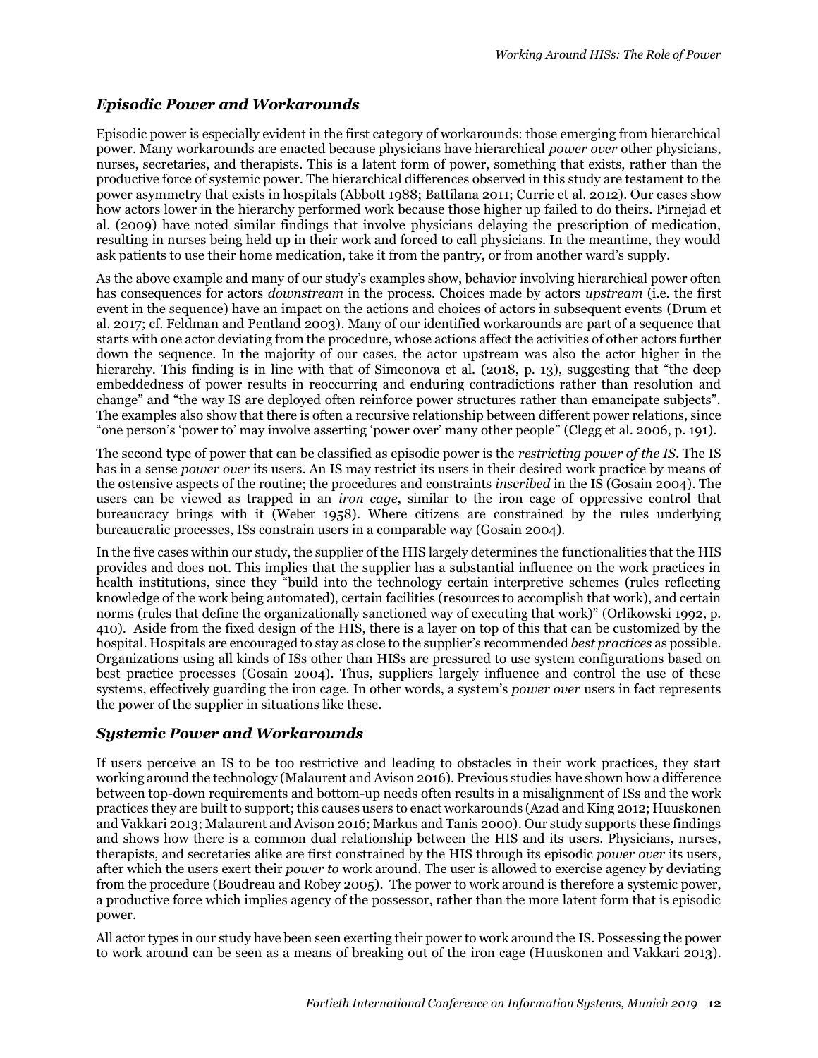## *Episodic Power and Workarounds*

Episodic power is especially evident in the first category of workarounds: those emerging from hierarchical power. Many workarounds are enacted because physicians have hierarchical *power over* other physicians, nurses, secretaries, and therapists. This is a latent form of power, something that exists, rather than the productive force of systemic power. The hierarchical differences observed in this study are testament to the power asymmetry that exists in hospitals (Abbott 1988; Battilana 2011; Currie et al. 2012). Our cases show how actors lower in the hierarchy performed work because those higher up failed to do theirs. Pirnejad et al. (2009) have noted similar findings that involve physicians delaying the prescription of medication, resulting in nurses being held up in their work and forced to call physicians. In the meantime, they would ask patients to use their home medication, take it from the pantry, or from another ward's supply.

As the above example and many of our study's examples show, behavior involving hierarchical power often has consequences for actors *downstream* in the process. Choices made by actors *upstream* (i.e. the first event in the sequence) have an impact on the actions and choices of actors in subsequent events (Drum et al. 2017; cf. Feldman and Pentland 2003). Many of our identified workarounds are part of a sequence that starts with one actor deviating from the procedure, whose actions affect the activities of other actors further down the sequence. In the majority of our cases, the actor upstream was also the actor higher in the hierarchy. This finding is in line with that of Simeonova et al. (2018, p. 13), suggesting that "the deep embeddedness of power results in reoccurring and enduring contradictions rather than resolution and change" and "the way IS are deployed often reinforce power structures rather than emancipate subjects". The examples also show that there is often a recursive relationship between different power relations, since "one person's 'power to' may involve asserting 'power over' many other people" (Clegg et al. 2006, p. 191).

The second type of power that can be classified as episodic power is the *restricting power of the IS*. The IS has in a sense *power over* its users. An IS may restrict its users in their desired work practice by means of the ostensive aspects of the routine; the procedures and constraints *inscribed* in the IS (Gosain 2004). The users can be viewed as trapped in an *iron cage*, similar to the iron cage of oppressive control that bureaucracy brings with it (Weber 1958). Where citizens are constrained by the rules underlying bureaucratic processes, ISs constrain users in a comparable way (Gosain 2004).

In the five cases within our study, the supplier of the HIS largely determines the functionalities that the HIS provides and does not. This implies that the supplier has a substantial influence on the work practices in health institutions, since they "build into the technology certain interpretive schemes (rules reflecting knowledge of the work being automated), certain facilities (resources to accomplish that work), and certain norms (rules that define the organizationally sanctioned way of executing that work)" (Orlikowski 1992, p. 410). Aside from the fixed design of the HIS, there is a layer on top of this that can be customized by the hospital. Hospitals are encouraged to stay as close to the supplier's recommended *best practices* as possible. Organizations using all kinds of ISs other than HISs are pressured to use system configurations based on best practice processes (Gosain 2004). Thus, suppliers largely influence and control the use of these systems, effectively guarding the iron cage. In other words, a system's *power over* users in fact represents the power of the supplier in situations like these.

## *Systemic Power and Workarounds*

If users perceive an IS to be too restrictive and leading to obstacles in their work practices, they start working around the technology (Malaurent and Avison 2016). Previous studies have shown how a difference between top-down requirements and bottom-up needs often results in a misalignment of ISs and the work practices they are built to support; this causes users to enact workarounds (Azad and King 2012; Huuskonen and Vakkari 2013; Malaurent and Avison 2016; Markus and Tanis 2000). Our study supports these findings and shows how there is a common dual relationship between the HIS and its users. Physicians, nurses, therapists, and secretaries alike are first constrained by the HIS through its episodic *power over* its users, after which the users exert their *power to* work around. The user is allowed to exercise agency by deviating from the procedure (Boudreau and Robey 2005). The power to work around is therefore a systemic power, a productive force which implies agency of the possessor, rather than the more latent form that is episodic power.

All actor types in our study have been seen exerting their power to work around the IS. Possessing the power to work around can be seen as a means of breaking out of the iron cage (Huuskonen and Vakkari 2013).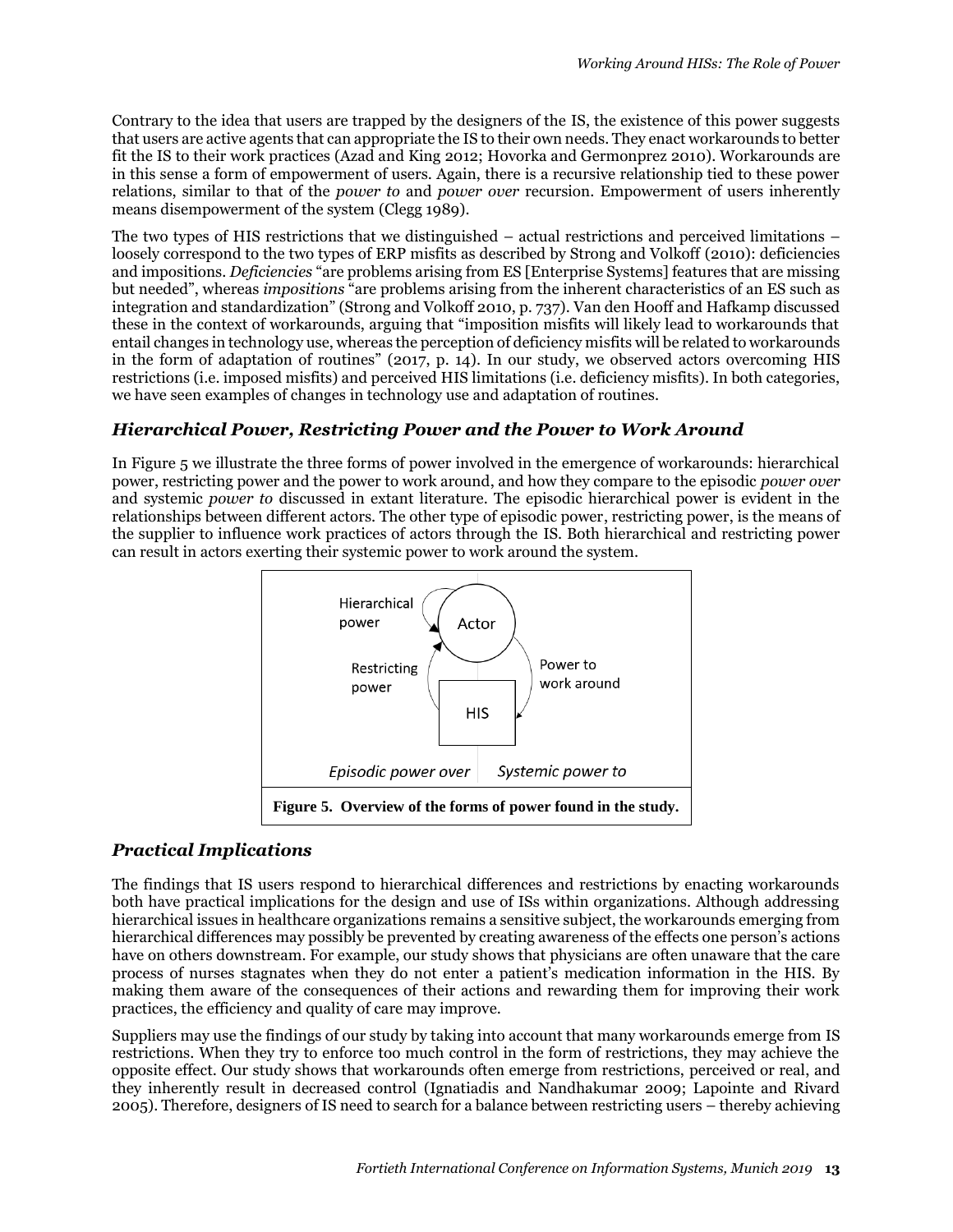Contrary to the idea that users are trapped by the designers of the IS, the existence of this power suggests that users are active agents that can appropriate the IS to their own needs. They enact workarounds to better fit the IS to their work practices (Azad and King 2012; Hovorka and Germonprez 2010). Workarounds are in this sense a form of empowerment of users. Again, there is a recursive relationship tied to these power relations, similar to that of the *power to* and *power over* recursion. Empowerment of users inherently means disempowerment of the system (Clegg 1989).

The two types of HIS restrictions that we distinguished – actual restrictions and perceived limitations – loosely correspond to the two types of ERP misfits as described by Strong and Volkoff (2010): deficiencies and impositions. *Deficiencies* "are problems arising from ES [Enterprise Systems] features that are missing but needed", whereas *impositions* "are problems arising from the inherent characteristics of an ES such as integration and standardization" (Strong and Volkoff 2010, p. 737). Van den Hooff and Hafkamp discussed these in the context of workarounds, arguing that "imposition misfits will likely lead to workarounds that entail changes in technology use, whereas the perception of deficiency misfits will be related to workarounds in the form of adaptation of routines" (2017, p. 14). In our study, we observed actors overcoming HIS restrictions (i.e. imposed misfits) and perceived HIS limitations (i.e. deficiency misfits). In both categories, we have seen examples of changes in technology use and adaptation of routines.

## *Hierarchical Power, Restricting Power and the Power to Work Around*

In Figure 5 we illustrate the three forms of power involved in the emergence of workarounds: hierarchical power, restricting power and the power to work around, and how they compare to the episodic *power over* and systemic *power to* discussed in extant literature. The episodic hierarchical power is evident in the relationships between different actors. The other type of episodic power, restricting power, is the means of the supplier to influence work practices of actors through the IS. Both hierarchical and restricting power can result in actors exerting their systemic power to work around the system.

Hierarchical power | Actor | Restricting power | Power to work around | HIS | *Episodic power over* | *Systemic power to*

**Figure 5. Overview of the forms of power found in the study.**

## *Practical Implications*

The findings that IS users respond to hierarchical differences and restrictions by enacting workarounds both have practical implications for the design and use of ISs within organizations. Although addressing hierarchical issues in healthcare organizations remains a sensitive subject, the workarounds emerging from hierarchical differences may possibly be prevented by creating awareness of the effects one person's actions have on others downstream. For example, our study shows that physicians are often unaware that the care process of nurses stagnates when they do not enter a patient's medication information in the HIS. By making them aware of the consequences of their actions and rewarding them for improving their work practices, the efficiency and quality of care may improve.

Suppliers may use the findings of our study by taking into account that many workarounds emerge from IS restrictions. When they try to enforce too much control in the form of restrictions, they may achieve the opposite effect. Our study shows that workarounds often emerge from restrictions, perceived or real, and they inherently result in decreased control (Ignatiadis and Nandhakumar 2009; Lapointe and Rivard 2005). Therefore, designers of IS need to search for a balance between restricting users – thereby achieving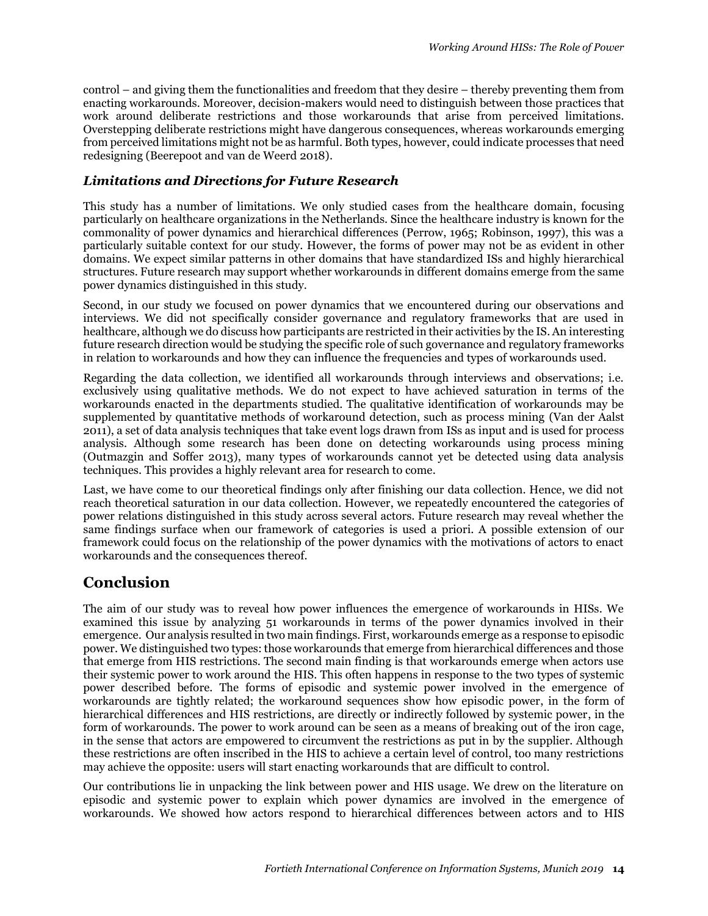control – and giving them the functionalities and freedom that they desire – thereby preventing them from enacting workarounds. Moreover, decision-makers would need to distinguish between those practices that work around deliberate restrictions and those workarounds that arise from perceived limitations. Overstepping deliberate restrictions might have dangerous consequences, whereas workarounds emerging from perceived limitations might not be as harmful. Both types, however, could indicate processes that need redesigning (Beerepoot and van de Weerd 2018).

### *Limitations and Directions for Future Research*

This study has a number of limitations. We only studied cases from the healthcare domain, focusing particularly on healthcare organizations in the Netherlands. Since the healthcare industry is known for the commonality of power dynamics and hierarchical differences (Perrow, 1965; Robinson, 1997), this was a particularly suitable context for our study. However, the forms of power may not be as evident in other domains. We expect similar patterns in other domains that have standardized ISs and highly hierarchical structures. Future research may support whether workarounds in different domains emerge from the same power dynamics distinguished in this study.

Second, in our study we focused on power dynamics that we encountered during our observations and interviews. We did not specifically consider governance and regulatory frameworks that are used in healthcare, although we do discuss how participants are restricted in their activities by the IS. An interesting future research direction would be studying the specific role of such governance and regulatory frameworks in relation to workarounds and how they can influence the frequencies and types of workarounds used.

Regarding the data collection, we identified all workarounds through interviews and observations; i.e. exclusively using qualitative methods. We do not expect to have achieved saturation in terms of the workarounds enacted in the departments studied. The qualitative identification of workarounds may be supplemented by quantitative methods of workaround detection, such as process mining (Van der Aalst 2011), a set of data analysis techniques that take event logs drawn from ISs as input and is used for process analysis. Although some research has been done on detecting workarounds using process mining (Outmazgin and Soffer 2013), many types of workarounds cannot yet be detected using data analysis techniques. This provides a highly relevant area for research to come.

Last, we have come to our theoretical findings only after finishing our data collection. Hence, we did not reach theoretical saturation in our data collection. However, we repeatedly encountered the categories of power relations distinguished in this study across several actors. Future research may reveal whether the same findings surface when our framework of categories is used a priori. A possible extension of our framework could focus on the relationship of the power dynamics with the motivations of actors to enact workarounds and the consequences thereof.

## Conclusion

The aim of our study was to reveal how power influences the emergence of workarounds in HISs. We examined this issue by analyzing 51 workarounds in terms of the power dynamics involved in their emergence. Our analysis resulted in two main findings. First, workarounds emerge as a response to episodic power. We distinguished two types: those workarounds that emerge from hierarchical differences and those that emerge from HIS restrictions. The second main finding is that workarounds emerge when actors use their systemic power to work around the HIS. This often happens in response to the two types of systemic power described before. The forms of episodic and systemic power involved in the emergence of workarounds are tightly related; the workaround sequences show how episodic power, in the form of hierarchical differences and HIS restrictions, are directly or indirectly followed by systemic power, in the form of workarounds. The power to work around can be seen as a means of breaking out of the iron cage, in the sense that actors are empowered to circumvent the restrictions as put in by the supplier. Although these restrictions are often inscribed in the HIS to achieve a certain level of control, too many restrictions may achieve the opposite: users will start enacting workarounds that are difficult to control.

Our contributions lie in unpacking the link between power and HIS usage. We drew on the literature on episodic and systemic power to explain which power dynamics are involved in the emergence of workarounds. We showed how actors respond to hierarchical differences between actors and to HIS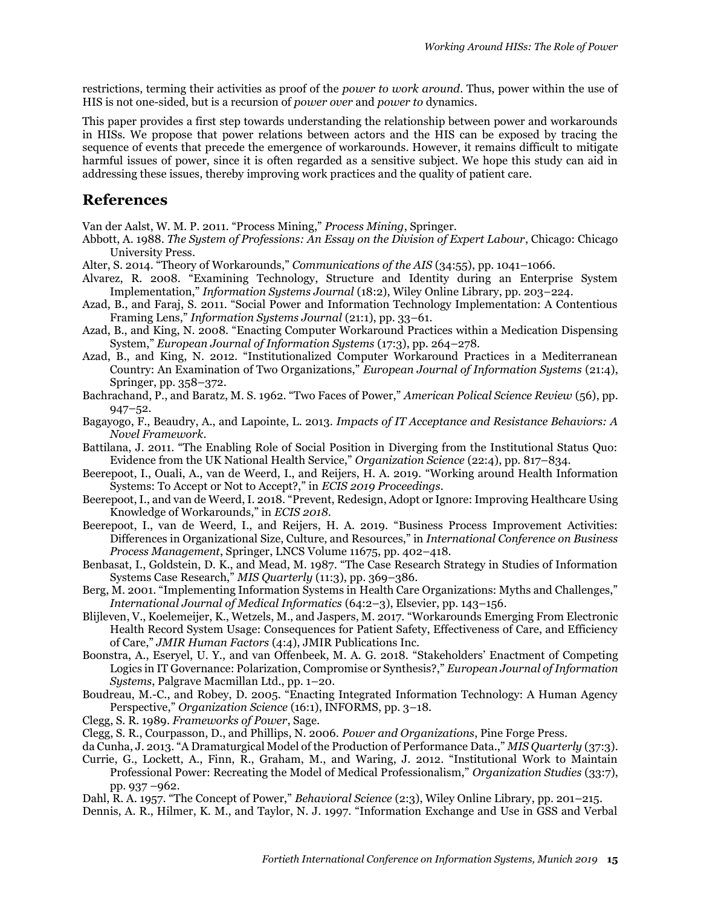restrictions, terming their activities as proof of the *power to work around*. Thus, power within the use of HIS is not one-sided, but is a recursion of *power over* and *power to* dynamics.

This paper provides a first step towards understanding the relationship between power and workarounds in HISs. We propose that power relations between actors and the HIS can be exposed by tracing the sequence of events that precede the emergence of workarounds. However, it remains difficult to mitigate harmful issues of power, since it is often regarded as a sensitive subject. We hope this study can aid in addressing these issues, thereby improving work practices and the quality of patient care.

## References

Van der Aalst, W. M. P. 2011. "Process Mining," *Process Mining*, Springer.

Abbott, A. 1988. *The System of Professions: An Essay on the Division of Expert Labour*, Chicago: Chicago University Press.

Alter, S. 2014. "Theory of Workarounds," *Communications of the AIS* (34:55), pp. 1041–1066.

Alvarez, R. 2008. "Examining Technology, Structure and Identity during an Enterprise System Implementation," *Information Systems Journal* (18:2), Wiley Online Library, pp. 203–224.

Azad, B., and Faraj, S. 2011. "Social Power and Information Technology Implementation: A Contentious Framing Lens," *Information Systems Journal* (21:1), pp. 33–61.

Azad, B., and King, N. 2008. "Enacting Computer Workaround Practices within a Medication Dispensing System," *European Journal of Information Systems* (17:3), pp. 264–278.

Azad, B., and King, N. 2012. "Institutionalized Computer Workaround Practices in a Mediterranean Country: An Examination of Two Organizations," *European Journal of Information Systems* (21:4), Springer, pp. 358–372.

Bachrachand, P., and Baratz, M. S. 1962. "Two Faces of Power," *American Polical Science Review* (56), pp. 947–52.

Bagayogo, F., Beaudry, A., and Lapointe, L. 2013. *Impacts of IT Acceptance and Resistance Behaviors: A Novel Framework*.

Battilana, J. 2011. "The Enabling Role of Social Position in Diverging from the Institutional Status Quo: Evidence from the UK National Health Service," *Organization Science* (22:4), pp. 817–834.

Beerepoot, I., Ouali, A., van de Weerd, I., and Reijers, H. A. 2019. "Working around Health Information Systems: To Accept or Not to Accept?," in *ECIS 2019 Proceedings*.

Beerepoot, I., and van de Weerd, I. 2018. "Prevent, Redesign, Adopt or Ignore: Improving Healthcare Using Knowledge of Workarounds," in *ECIS 2018*.

Beerepoot, I., van de Weerd, I., and Reijers, H. A. 2019. "Business Process Improvement Activities: Differences in Organizational Size, Culture, and Resources," in *International Conference on Business Process Management*, Springer, LNCS Volume 11675, pp. 402–418.

Benbasat, I., Goldstein, D. K., and Mead, M. 1987. "The Case Research Strategy in Studies of Information Systems Case Research," *MIS Quarterly* (11:3), pp. 369–386.

Berg, M. 2001. "Implementing Information Systems in Health Care Organizations: Myths and Challenges," *International Journal of Medical Informatics* (64:2–3), Elsevier, pp. 143–156.

Blijleven, V., Koelemeijer, K., Wetzels, M., and Jaspers, M. 2017. "Workarounds Emerging From Electronic Health Record System Usage: Consequences for Patient Safety, Effectiveness of Care, and Efficiency of Care," *JMIR Human Factors* (4:4), JMIR Publications Inc.

Boonstra, A., Eseryel, U. Y., and van Offenbeek, M. A. G. 2018. "Stakeholders' Enactment of Competing Logics in IT Governance: Polarization, Compromise or Synthesis?," *European Journal of Information Systems*, Palgrave Macmillan Ltd., pp. 1–20.

Boudreau, M.-C., and Robey, D. 2005. "Enacting Integrated Information Technology: A Human Agency Perspective," *Organization Science* (16:1), INFORMS, pp. 3–18.

Clegg, S. R. 1989. *Frameworks of Power*, Sage.

Clegg, S. R., Courpasson, D., and Phillips, N. 2006. *Power and Organizations*, Pine Forge Press.

da Cunha, J. 2013. "A Dramaturgical Model of the Production of Performance Data.," *MIS Quarterly* (37:3).

Currie, G., Lockett, A., Finn, R., Graham, M., and Waring, J. 2012. "Institutional Work to Maintain Professional Power: Recreating the Model of Medical Professionalism," *Organization Studies* (33:7), pp. 937 –962.

Dahl, R. A. 1957. "The Concept of Power," *Behavioral Science* (2:3), Wiley Online Library, pp. 201–215.

Dennis, A. R., Hilmer, K. M., and Taylor, N. J. 1997. "Information Exchange and Use in GSS and Verbal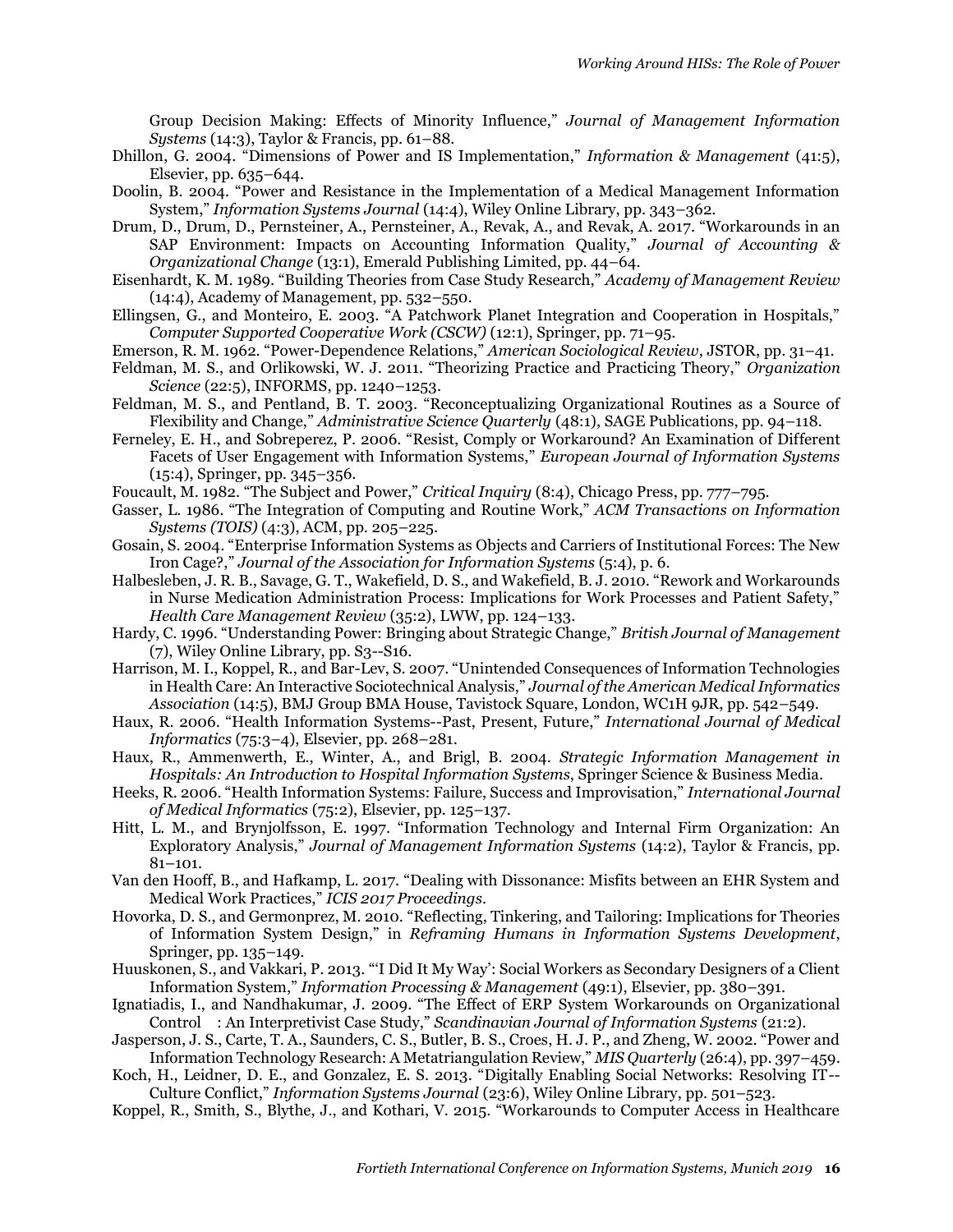Group Decision Making: Effects of Minority Influence," *Journal of Management Information Systems* (14:3), Taylor & Francis, pp. 61–88.

Dhillon, G. 2004. "Dimensions of Power and IS Implementation," *Information & Management* (41:5), Elsevier, pp. 635–644.

Doolin, B. 2004. "Power and Resistance in the Implementation of a Medical Management Information System," *Information Systems Journal* (14:4), Wiley Online Library, pp. 343–362.

Drum, D., Drum, D., Pernsteiner, A., Pernsteiner, A., Revak, A., and Revak, A. 2017. "Workarounds in an SAP Environment: Impacts on Accounting Information Quality," *Journal of Accounting & Organizational Change* (13:1), Emerald Publishing Limited, pp. 44–64.

Eisenhardt, K. M. 1989. "Building Theories from Case Study Research," *Academy of Management Review* (14:4), Academy of Management, pp. 532–550.

Ellingsen, G., and Monteiro, E. 2003. "A Patchwork Planet Integration and Cooperation in Hospitals," *Computer Supported Cooperative Work (CSCW)* (12:1), Springer, pp. 71–95.

Emerson, R. M. 1962. "Power-Dependence Relations," *American Sociological Review*, JSTOR, pp. 31–41.

Feldman, M. S., and Orlikowski, W. J. 2011. "Theorizing Practice and Practicing Theory," *Organization Science* (22:5), INFORMS, pp. 1240–1253.

Feldman, M. S., and Pentland, B. T. 2003. "Reconceptualizing Organizational Routines as a Source of Flexibility and Change," *Administrative Science Quarterly* (48:1), SAGE Publications, pp. 94–118.

Ferneley, E. H., and Sobreperez, P. 2006. "Resist, Comply or Workaround? An Examination of Different Facets of User Engagement with Information Systems," *European Journal of Information Systems* (15:4), Springer, pp. 345–356.

Foucault, M. 1982. "The Subject and Power," *Critical Inquiry* (8:4), Chicago Press, pp. 777–795.

Gasser, L. 1986. "The Integration of Computing and Routine Work," *ACM Transactions on Information Systems (TOIS)* (4:3), ACM, pp. 205–225.

Gosain, S. 2004. "Enterprise Information Systems as Objects and Carriers of Institutional Forces: The New Iron Cage?," *Journal of the Association for Information Systems* (5:4), p. 6.

Halbesleben, J. R. B., Savage, G. T., Wakefield, D. S., and Wakefield, B. J. 2010. "Rework and Workarounds in Nurse Medication Administration Process: Implications for Work Processes and Patient Safety," *Health Care Management Review* (35:2), LWW, pp. 124–133.

Hardy, C. 1996. "Understanding Power: Bringing about Strategic Change," *British Journal of Management* (7), Wiley Online Library, pp. S3--S16.

Harrison, M. I., Koppel, R., and Bar-Lev, S. 2007. "Unintended Consequences of Information Technologies in Health Care: An Interactive Sociotechnical Analysis," *Journal of the American Medical Informatics Association* (14:5), BMJ Group BMA House, Tavistock Square, London, WC1H 9JR, pp. 542–549.

Haux, R. 2006. "Health Information Systems--Past, Present, Future," *International Journal of Medical Informatics* (75:3–4), Elsevier, pp. 268–281.

Haux, R., Ammenwerth, E., Winter, A., and Brigl, B. 2004. *Strategic Information Management in Hospitals: An Introduction to Hospital Information Systems*, Springer Science & Business Media.

Heeks, R. 2006. "Health Information Systems: Failure, Success and Improvisation," *International Journal of Medical Informatics* (75:2), Elsevier, pp. 125–137.

Hitt, L. M., and Brynjolfsson, E. 1997. "Information Technology and Internal Firm Organization: An Exploratory Analysis," *Journal of Management Information Systems* (14:2), Taylor & Francis, pp. 81–101.

Van den Hooff, B., and Hafkamp, L. 2017. "Dealing with Dissonance: Misfits between an EHR System and Medical Work Practices," *ICIS 2017 Proceedings*.

Hovorka, D. S., and Germonprez, M. 2010. "Reflecting, Tinkering, and Tailoring: Implications for Theories of Information System Design," in *Reframing Humans in Information Systems Development*, Springer, pp. 135–149.

Huuskonen, S., and Vakkari, P. 2013. "'I Did It My Way': Social Workers as Secondary Designers of a Client Information System," *Information Processing & Management* (49:1), Elsevier, pp. 380–391.

Ignatiadis, I., and Nandhakumar, J. 2009. "The Effect of ERP System Workarounds on Organizational Control : An Interpretivist Case Study," *Scandinavian Journal of Information Systems* (21:2).

Jasperson, J. S., Carte, T. A., Saunders, C. S., Butler, B. S., Croes, H. J. P., and Zheng, W. 2002. "Power and Information Technology Research: A Metatriangulation Review," *MIS Quarterly* (26:4), pp. 397–459.

Koch, H., Leidner, D. E., and Gonzalez, E. S. 2013. "Digitally Enabling Social Networks: Resolving IT--Culture Conflict," *Information Systems Journal* (23:6), Wiley Online Library, pp. 501–523.

Koppel, R., Smith, S., Blythe, J., and Kothari, V. 2015. "Workarounds to Computer Access in Healthcare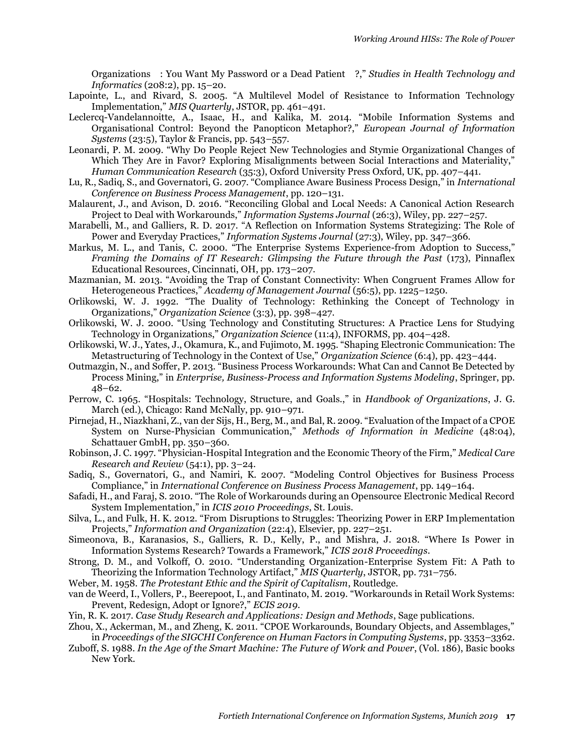Organizations : You Want My Password or a Dead Patient ?," *Studies in Health Technology and Informatics* (208:2), pp. 15–20.

Lapointe, L., and Rivard, S. 2005. "A Multilevel Model of Resistance to Information Technology Implementation," *MIS Quarterly*, JSTOR, pp. 461–491.

Leclercq-Vandelannoitte, A., Isaac, H., and Kalika, M. 2014. "Mobile Information Systems and Organisational Control: Beyond the Panopticon Metaphor?," *European Journal of Information Systems* (23:5), Taylor & Francis, pp. 543–557.

Leonardi, P. M. 2009. "Why Do People Reject New Technologies and Stymie Organizational Changes of Which They Are in Favor? Exploring Misalignments between Social Interactions and Materiality," *Human Communication Research* (35:3), Oxford University Press Oxford, UK, pp. 407–441.

Lu, R., Sadiq, S., and Governatori, G. 2007. "Compliance Aware Business Process Design," in *International Conference on Business Process Management*, pp. 120–131.

Malaurent, J., and Avison, D. 2016. "Reconciling Global and Local Needs: A Canonical Action Research Project to Deal with Workarounds," *Information Systems Journal* (26:3), Wiley, pp. 227–257.

Marabelli, M., and Galliers, R. D. 2017. "A Reflection on Information Systems Strategizing: The Role of Power and Everyday Practices," *Information Systems Journal* (27:3), Wiley, pp. 347–366.

Markus, M. L., and Tanis, C. 2000. "The Enterprise Systems Experience-from Adoption to Success," *Framing the Domains of IT Research: Glimpsing the Future through the Past* (173), Pinnaflex Educational Resources, Cincinnati, OH, pp. 173–207.

Mazmanian, M. 2013. "Avoiding the Trap of Constant Connectivity: When Congruent Frames Allow for Heterogeneous Practices," *Academy of Management Journal* (56:5), pp. 1225–1250.

Orlikowski, W. J. 1992. "The Duality of Technology: Rethinking the Concept of Technology in Organizations," *Organization Science* (3:3), pp. 398–427.

Orlikowski, W. J. 2000. "Using Technology and Constituting Structures: A Practice Lens for Studying Technology in Organizations," *Organization Science* (11:4), INFORMS, pp. 404–428.

Orlikowski, W. J., Yates, J., Okamura, K., and Fujimoto, M. 1995. "Shaping Electronic Communication: The Metastructuring of Technology in the Context of Use," *Organization Science* (6:4), pp. 423–444.

Outmazgin, N., and Soffer, P. 2013. "Business Process Workarounds: What Can and Cannot Be Detected by Process Mining," in *Enterprise, Business-Process and Information Systems Modeling*, Springer, pp. 48–62.

Perrow, C. 1965. "Hospitals: Technology, Structure, and Goals.," in *Handbook of Organizations*, J. G. March (ed.), Chicago: Rand McNally, pp. 910–971.

Pirnejad, H., Niazkhani, Z., van der Sijs, H., Berg, M., and Bal, R. 2009. "Evaluation of the Impact of a CPOE System on Nurse-Physician Communication," *Methods of Information in Medicine* (48:04), Schattauer GmbH, pp. 350–360.

Robinson, J. C. 1997. "Physician-Hospital Integration and the Economic Theory of the Firm," *Medical Care Research and Review* (54:1), pp. 3–24.

Sadiq, S., Governatori, G., and Namiri, K. 2007. "Modeling Control Objectives for Business Process Compliance," in *International Conference on Business Process Management*, pp. 149–164.

Safadi, H., and Faraj, S. 2010. "The Role of Workarounds during an Opensource Electronic Medical Record System Implementation," in *ICIS 2010 Proceedings*, St. Louis.

Silva, L., and Fulk, H. K. 2012. "From Disruptions to Struggles: Theorizing Power in ERP Implementation Projects," *Information and Organization* (22:4), Elsevier, pp. 227–251.

Simeonova, B., Karanasios, S., Galliers, R. D., Kelly, P., and Mishra, J. 2018. "Where Is Power in Information Systems Research? Towards a Framework," *ICIS 2018 Proceedings*.

Strong, D. M., and Volkoff, O. 2010. "Understanding Organization-Enterprise System Fit: A Path to Theorizing the Information Technology Artifact," *MIS Quarterly*, JSTOR, pp. 731–756.

Weber, M. 1958. *The Protestant Ethic and the Spirit of Capitalism*, Routledge.

van de Weerd, I., Vollers, P., Beerepoot, I., and Fantinato, M. 2019. "Workarounds in Retail Work Systems: Prevent, Redesign, Adopt or Ignore?," *ECIS 2019*.

Yin, R. K. 2017. *Case Study Research and Applications: Design and Methods*, Sage publications.

Zhou, X., Ackerman, M., and Zheng, K. 2011. "CPOE Workarounds, Boundary Objects, and Assemblages," in *Proceedings of the SIGCHI Conference on Human Factors in Computing Systems*, pp. 3353–3362.

Zuboff, S. 1988. *In the Age of the Smart Machine: The Future of Work and Power*, (Vol. 186), Basic books New York.